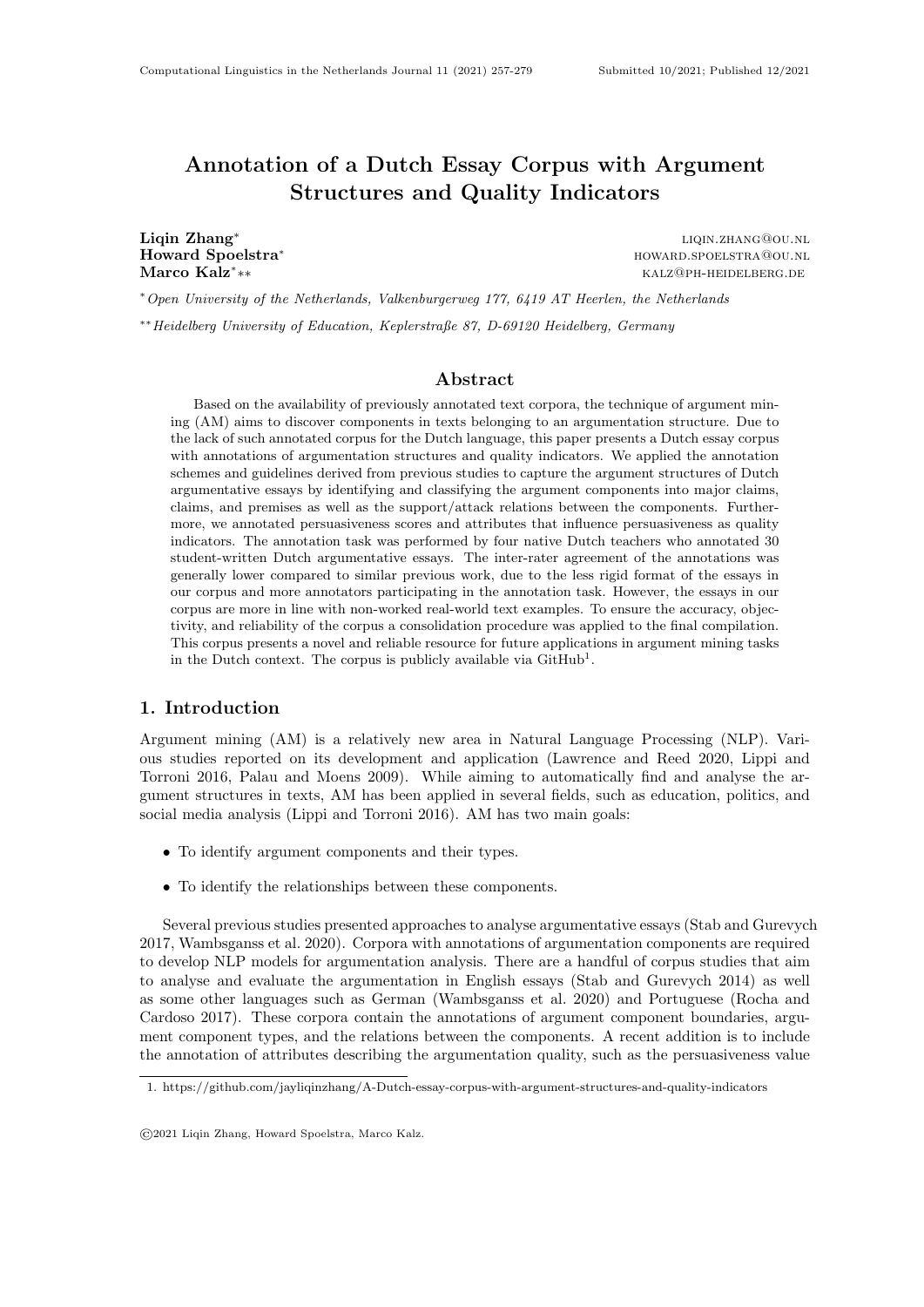# Annotation of a Dutch Essay Corpus with Argument Structures and Quality Indicators

**Liqin Zhang**[*] LIQIN.ZHANG@OU.NL
**Howard Spoelstra**[*] HOWARD.SPOELSTRA@OU.NL
**Marco Kalz**[*,**] KALZ@PH-HEIDELBERG.DE

[*] *Open University of the Netherlands, Valkenburgerweg 177, 6419 AT Heerlen, the Netherlands*

[**] *Heidelberg University of Education, Keplerstraße 87, D-69120 Heidelberg, Germany*

## Abstract

Based on the availability of previously annotated text corpora, the technique of argument mining (AM) aims to discover components in texts belonging to an argumentation structure. Due to the lack of such annotated corpus for the Dutch language, this paper presents a Dutch essay corpus with annotations of argumentation structures and quality indicators. We applied the annotation schemes and guidelines derived from previous studies to capture the argument structures of Dutch argumentative essays by identifying and classifying the argument components into major claims, claims, and premises as well as the support/attack relations between the components. Furthermore, we annotated persuasiveness scores and attributes that influence persuasiveness as quality indicators. The annotation task was performed by four native Dutch teachers who annotated 30 student-written Dutch argumentative essays. The inter-rater agreement of the annotations was generally lower compared to similar previous work, due to the less rigid format of the essays in our corpus and more annotators participating in the annotation task. However, the essays in our corpus are more in line with non-worked real-world text examples. To ensure the accuracy, objectivity, and reliability of the corpus a consolidation procedure was applied to the final compilation. This corpus presents a novel and reliable resource for future applications in argument mining tasks in the Dutch context. The corpus is publicly available via GitHub[1].

## 1. Introduction

Argument mining (AM) is a relatively new area in Natural Language Processing (NLP). Various studies reported on its development and application (Lawrence and Reed 2020, Lippi and Torroni 2016, Palau and Moens 2009). While aiming to automatically find and analyse the argument structures in texts, AM has been applied in several fields, such as education, politics, and social media analysis (Lippi and Torroni 2016). AM has two main goals:

- To identify argument components and their types.
- To identify the relationships between these components.

Several previous studies presented approaches to analyse argumentative essays (Stab and Gurevych 2017, Wambsganss et al. 2020). Corpora with annotations of argumentation components are required to develop NLP models for argumentation analysis. There are a handful of corpus studies that aim to analyse and evaluate the argumentation in English essays (Stab and Gurevych 2014) as well as some other languages such as German (Wambsganss et al. 2020) and Portuguese (Rocha and Cardoso 2017). These corpora contain the annotations of argument component boundaries, argument component types, and the relations between the components. A recent addition is to include the annotation of attributes describing the argumentation quality, such as the persuasiveness value

1. https://github.com/jayliqinzhang/A-Dutch-essay-corpus-with-argument-structures-and-quality-indicators

©2021 Liqin Zhang, Howard Spoelstra, Marco Kalz.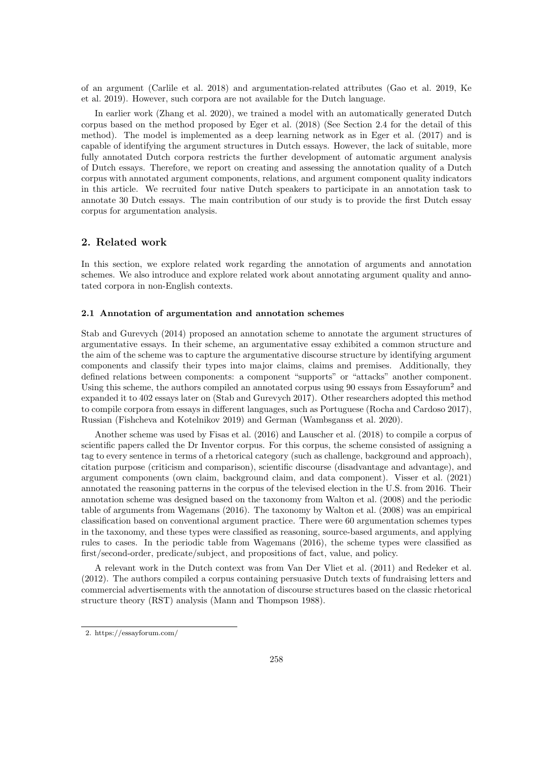of an argument (Carlile et al. 2018) and argumentation-related attributes (Gao et al. 2019, Ke et al. 2019). However, such corpora are not available for the Dutch language.

In earlier work (Zhang et al. 2020), we trained a model with an automatically generated Dutch corpus based on the method proposed by Eger et al. (2018) (See Section 2.4 for the detail of this method). The model is implemented as a deep learning network as in Eger et al. (2017) and is capable of identifying the argument structures in Dutch essays. However, the lack of suitable, more fully annotated Dutch corpora restricts the further development of automatic argument analysis of Dutch essays. Therefore, we report on creating and assessing the annotation quality of a Dutch corpus with annotated argument components, relations, and argument component quality indicators in this article. We recruited four native Dutch speakers to participate in an annotation task to annotate 30 Dutch essays. The main contribution of our study is to provide the first Dutch essay corpus for argumentation analysis.

## 2. Related work

In this section, we explore related work regarding the annotation of arguments and annotation schemes. We also introduce and explore related work about annotating argument quality and annotated corpora in non-English contexts.

### 2.1 Annotation of argumentation and annotation schemes

Stab and Gurevych (2014) proposed an annotation scheme to annotate the argument structures of argumentative essays. In their scheme, an argumentative essay exhibited a common structure and the aim of the scheme was to capture the argumentative discourse structure by identifying argument components and classify their types into major claims, claims and premises. Additionally, they defined relations between components: a component "supports" or "attacks" another component. Using this scheme, the authors compiled an annotated corpus using 90 essays from Essayforum[2] and expanded it to 402 essays later on (Stab and Gurevych 2017). Other researchers adopted this method to compile corpora from essays in different languages, such as Portuguese (Rocha and Cardoso 2017), Russian (Fishcheva and Kotelnikov 2019) and German (Wambsganss et al. 2020).

Another scheme was used by Fisas et al. (2016) and Lauscher et al. (2018) to compile a corpus of scientific papers called the Dr Inventor corpus. For this corpus, the scheme consisted of assigning a tag to every sentence in terms of a rhetorical category (such as challenge, background and approach), citation purpose (criticism and comparison), scientific discourse (disadvantage and advantage), and argument components (own claim, background claim, and data component). Visser et al. (2021) annotated the reasoning patterns in the corpus of the televised election in the U.S. from 2016. Their annotation scheme was designed based on the taxonomy from Walton et al. (2008) and the periodic table of arguments from Wagemans (2016). The taxonomy by Walton et al. (2008) was an empirical classification based on conventional argument practice. There were 60 argumentation schemes types in the taxonomy, and these types were classified as reasoning, source-based arguments, and applying rules to cases. In the periodic table from Wagemans (2016), the scheme types were classified as first/second-order, predicate/subject, and propositions of fact, value, and policy.

A relevant work in the Dutch context was from Van Der Vliet et al. (2011) and Redeker et al. (2012). The authors compiled a corpus containing persuasive Dutch texts of fundraising letters and commercial advertisements with the annotation of discourse structures based on the classic rhetorical structure theory (RST) analysis (Mann and Thompson 1988).

2. https://essayforum.com/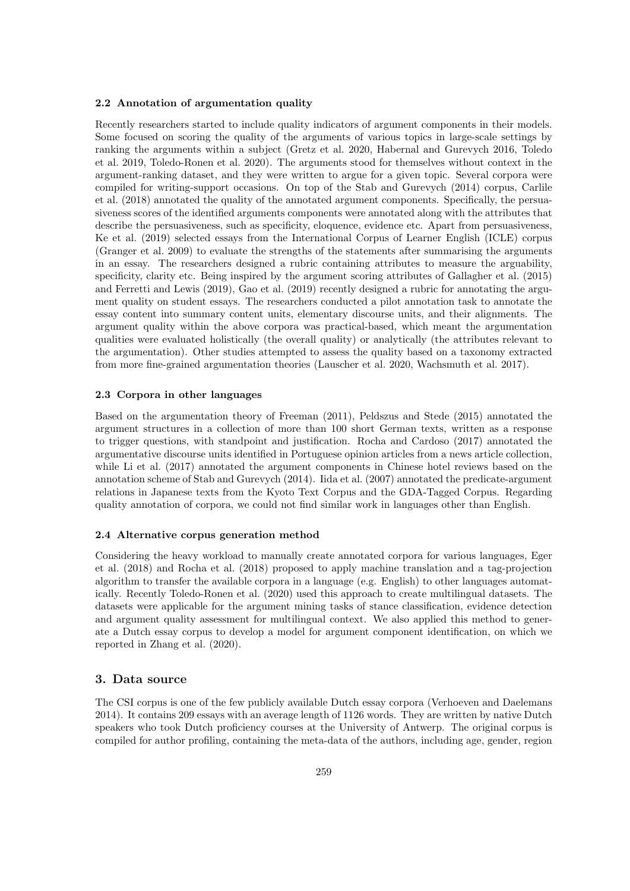### 2.2 Annotation of argumentation quality

Recently researchers started to include quality indicators of argument components in their models. Some focused on scoring the quality of the arguments of various topics in large-scale settings by ranking the arguments within a subject (Gretz et al. 2020, Habernal and Gurevych 2016, Toledo et al. 2019, Toledo-Ronen et al. 2020). The arguments stood for themselves without context in the argument-ranking dataset, and they were written to argue for a given topic. Several corpora were compiled for writing-support occasions. On top of the Stab and Gurevych (2014) corpus, Carlile et al. (2018) annotated the quality of the annotated argument components. Specifically, the persuasiveness scores of the identified arguments components were annotated along with the attributes that describe the persuasiveness, such as specificity, eloquence, evidence etc. Apart from persuasiveness, Ke et al. (2019) selected essays from the International Corpus of Learner English (ICLE) corpus (Granger et al. 2009) to evaluate the strengths of the statements after summarising the arguments in an essay. The researchers designed a rubric containing attributes to measure the arguability, specificity, clarity etc. Being inspired by the argument scoring attributes of Gallagher et al. (2015) and Ferretti and Lewis (2019), Gao et al. (2019) recently designed a rubric for annotating the argument quality on student essays. The researchers conducted a pilot annotation task to annotate the essay content into summary content units, elementary discourse units, and their alignments. The argument quality within the above corpora was practical-based, which meant the argumentation qualities were evaluated holistically (the overall quality) or analytically (the attributes relevant to the argumentation). Other studies attempted to assess the quality based on a taxonomy extracted from more fine-grained argumentation theories (Lauscher et al. 2020, Wachsmuth et al. 2017).

### 2.3 Corpora in other languages

Based on the argumentation theory of Freeman (2011), Peldszus and Stede (2015) annotated the argument structures in a collection of more than 100 short German texts, written as a response to trigger questions, with standpoint and justification. Rocha and Cardoso (2017) annotated the argumentative discourse units identified in Portuguese opinion articles from a news article collection, while Li et al. (2017) annotated the argument components in Chinese hotel reviews based on the annotation scheme of Stab and Gurevych (2014). Iida et al. (2007) annotated the predicate-argument relations in Japanese texts from the Kyoto Text Corpus and the GDA-Tagged Corpus. Regarding quality annotation of corpora, we could not find similar work in languages other than English.

### 2.4 Alternative corpus generation method

Considering the heavy workload to manually create annotated corpora for various languages, Eger et al. (2018) and Rocha et al. (2018) proposed to apply machine translation and a tag-projection algorithm to transfer the available corpora in a language (e.g. English) to other languages automatically. Recently Toledo-Ronen et al. (2020) used this approach to create multilingual datasets. The datasets were applicable for the argument mining tasks of stance classification, evidence detection and argument quality assessment for multilingual context. We also applied this method to generate a Dutch essay corpus to develop a model for argument component identification, on which we reported in Zhang et al. (2020).

## 3. Data source

The CSI corpus is one of the few publicly available Dutch essay corpora (Verhoeven and Daelemans 2014). It contains 209 essays with an average length of 1126 words. They are written by native Dutch speakers who took Dutch proficiency courses at the University of Antwerp. The original corpus is compiled for author profiling, containing the meta-data of the authors, including age, gender, region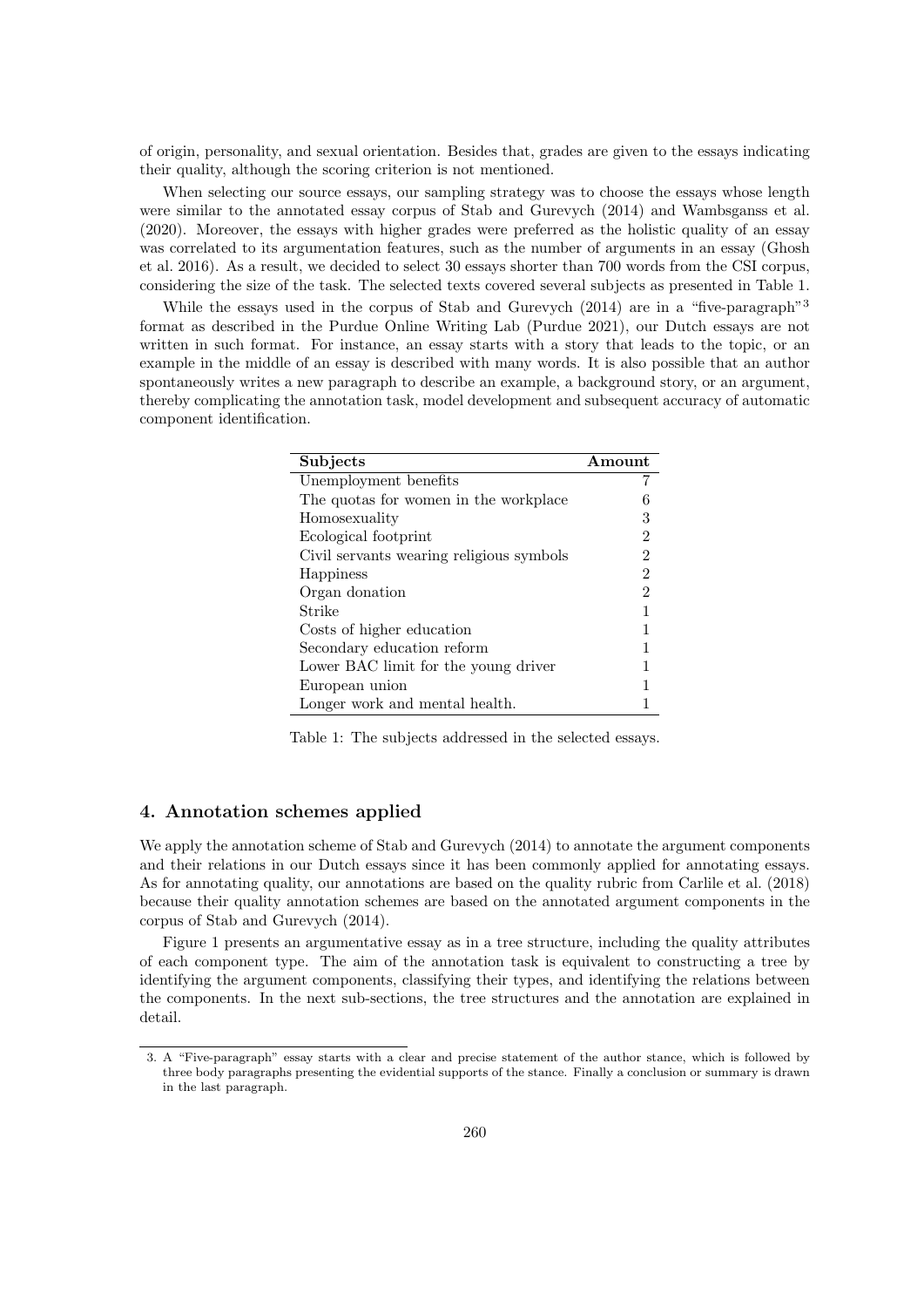of origin, personality, and sexual orientation. Besides that, grades are given to the essays indicating their quality, although the scoring criterion is not mentioned.

When selecting our source essays, our sampling strategy was to choose the essays whose length were similar to the annotated essay corpus of Stab and Gurevych (2014) and Wambsganss et al. (2020). Moreover, the essays with higher grades were preferred as the holistic quality of an essay was correlated to its argumentation features, such as the number of arguments in an essay (Ghosh et al. 2016). As a result, we decided to select 30 essays shorter than 700 words from the CSI corpus, considering the size of the task. The selected texts covered several subjects as presented in Table 1.

While the essays used in the corpus of Stab and Gurevych (2014) are in a "five-paragraph"[3] format as described in the Purdue Online Writing Lab (Purdue 2021), our Dutch essays are not written in such format. For instance, an essay starts with a story that leads to the topic, or an example in the middle of an essay is described with many words. It is also possible that an author spontaneously writes a new paragraph to describe an example, a background story, or an argument, thereby complicating the annotation task, model development and subsequent accuracy of automatic component identification.

| Subjects | Amount |
|---|---:|
| Unemployment benefits | 7 |
| The quotas for women in the workplace | 6 |
| Homosexuality | 3 |
| Ecological footprint | 2 |
| Civil servants wearing religious symbols | 2 |
| Happiness | 2 |
| Organ donation | 2 |
| Strike | 1 |
| Costs of higher education | 1 |
| Secondary education reform | 1 |
| Lower BAC limit for the young driver | 1 |
| European union | 1 |
| Longer work and mental health. | 1 |

Table 1: The subjects addressed in the selected essays.

## 4. Annotation schemes applied

We apply the annotation scheme of Stab and Gurevych (2014) to annotate the argument components and their relations in our Dutch essays since it has been commonly applied for annotating essays. As for annotating quality, our annotations are based on the quality rubric from Carlile et al. (2018) because their quality annotation schemes are based on the annotated argument components in the corpus of Stab and Gurevych (2014).

Figure 1 presents an argumentative essay as in a tree structure, including the quality attributes of each component type. The aim of the annotation task is equivalent to constructing a tree by identifying the argument components, classifying their types, and identifying the relations between the components. In the next sub-sections, the tree structures and the annotation are explained in detail.

3. A "Five-paragraph" essay starts with a clear and precise statement of the author stance, which is followed by three body paragraphs presenting the evidential supports of the stance. Finally a conclusion or summary is drawn in the last paragraph.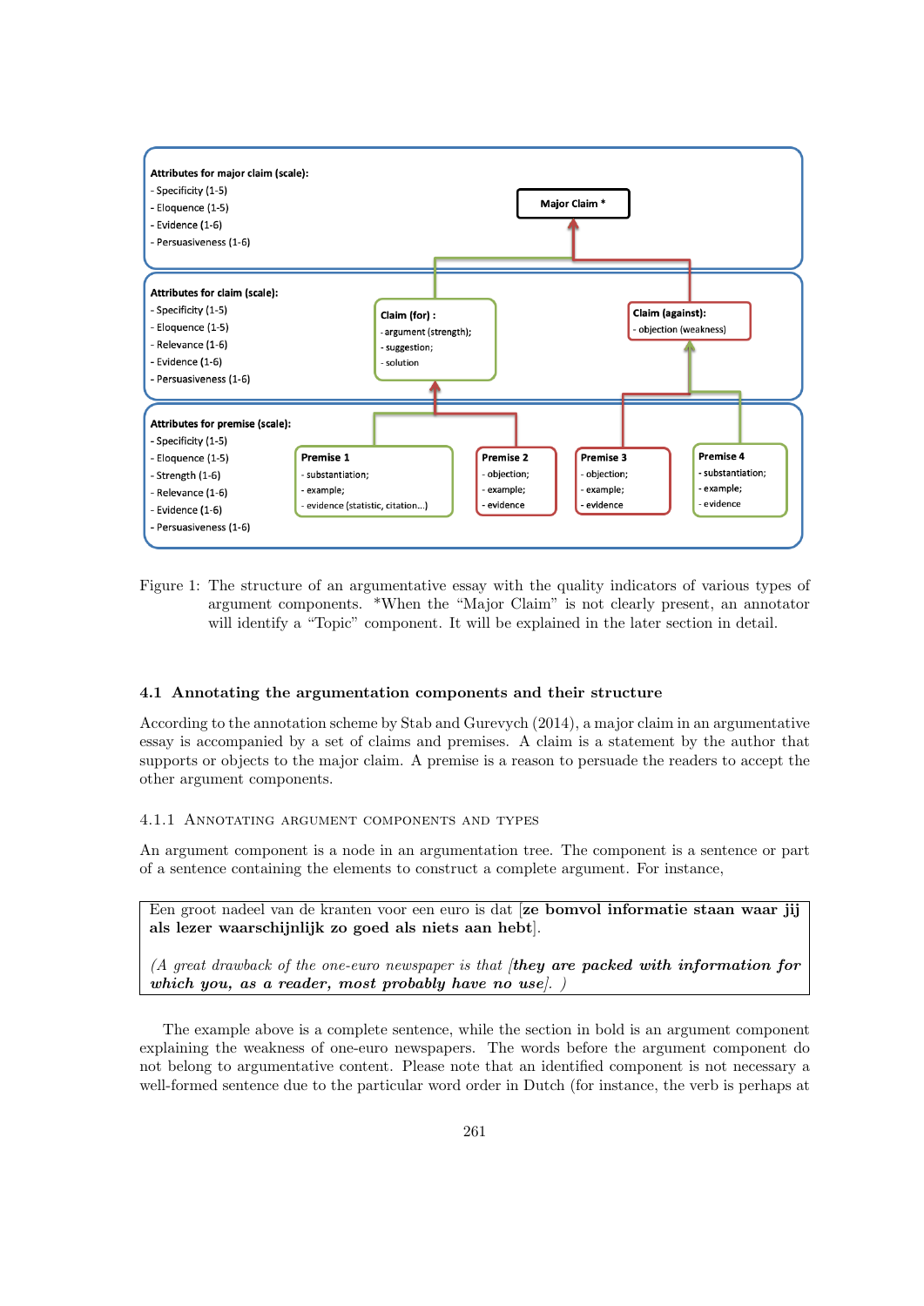**Attributes for major claim (scale):**
- Specificity (1-5)
- Eloquence (1-5)
- Evidence (1-6)
- Persuasiveness (1-6)

**Major Claim ***

**Attributes for claim (scale):**
- Specificity (1-5)
- Eloquence (1-5)
- Relevance (1-6)
- Evidence (1-6)
- Persuasiveness (1-6)

**Claim (for) :**
- argument (strength);
- suggestion;
- solution

**Claim (against):**
- objection (weakness)

**Attributes for premise (scale):**
- Specificity (1-5)
- Eloquence (1-5)
- Strength (1-6)
- Relevance (1-6)
- Evidence (1-6)
- Persuasiveness (1-6)

**Premise 1**
- substantiation;
- example;
- evidence (statistic, citation...)

**Premise 2**
- objection;
- example;
- evidence

**Premise 3**
- objection;
- example;
- evidence

**Premise 4**
- substantiation;
- example;
- evidence

Figure 1: The structure of an argumentative essay with the quality indicators of various types of argument components. *When the "Major Claim" is not clearly present, an annotator will identify a "Topic" component. It will be explained in the later section in detail.

### 4.1 Annotating the argumentation components and their structure

According to the annotation scheme by Stab and Gurevych (2014), a major claim in an argumentative essay is accompanied by a set of claims and premises. A claim is a statement by the author that supports or objects to the major claim. A premise is a reason to persuade the readers to accept the other argument components.

#### 4.1.1 Annotating argument components and types

An argument component is a node in an argumentation tree. The component is a sentence or part of a sentence containing the elements to construct a complete argument. For instance,

> Een groot nadeel van de kranten voor een euro is dat [**ze bomvol informatie staan waar jij als lezer waarschijnlijk zo goed als niets aan hebt**].
>
> *(A great drawback of the one-euro newspaper is that [**they are packed with information for which you, as a reader, most probably have no use**]. )*

The example above is a complete sentence, while the section in bold is an argument component explaining the weakness of one-euro newspapers. The words before the argument component do not belong to argumentative content. Please note that an identified component is not necessary a well-formed sentence due to the particular word order in Dutch (for instance, the verb is perhaps at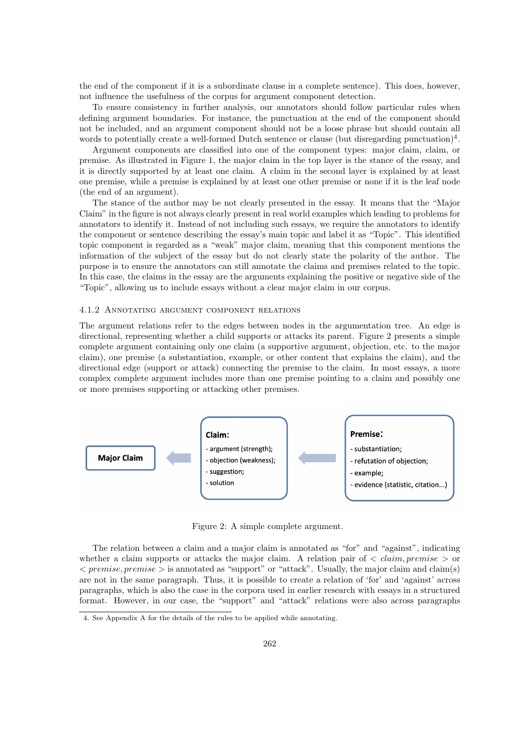the end of the component if it is a subordinate clause in a complete sentence). This does, however, not influence the usefulness of the corpus for argument component detection.

To ensure consistency in further analysis, our annotators should follow particular rules when defining argument boundaries. For instance, the punctuation at the end of the component should not be included, and an argument component should not be a loose phrase but should contain all words to potentially create a well-formed Dutch sentence or clause (but disregarding punctuation)[4].

Argument components are classified into one of the component types: major claim, claim, or premise. As illustrated in Figure 1, the major claim in the top layer is the stance of the essay, and it is directly supported by at least one claim. A claim in the second layer is explained by at least one premise, while a premise is explained by at least one other premise or none if it is the leaf node (the end of an argument).

The stance of the author may be not clearly presented in the essay. It means that the "Major Claim" in the figure is not always clearly present in real world examples which leading to problems for annotators to identify it. Instead of not including such essays, we require the annotators to identify the component or sentence describing the essay's main topic and label it as "Topic". This identified topic component is regarded as a "weak" major claim, meaning that this component mentions the information of the subject of the essay but do not clearly state the polarity of the author. The purpose is to ensure the annotators can still annotate the claims and premises related to the topic. In this case, the claims in the essay are the arguments explaining the positive or negative side of the "Topic", allowing us to include essays without a clear major claim in our corpus.

#### 4.1.2 Annotating argument component relations

The argument relations refer to the edges between nodes in the argumentation tree. An edge is directional, representing whether a child supports or attacks its parent. Figure 2 presents a simple complete argument containing only one claim (a supportive argument, objection, etc. to the major claim), one premise (a substantiation, example, or other content that explains the claim), and the directional edge (support or attack) connecting the premise to the claim. In most essays, a more complex complete argument includes more than one premise pointing to a claim and possibly one or more premises supporting or attacking other premises.

**Major Claim** ← **Claim:** - argument (strength); - objection (weakness); - suggestion; - solution ← **Premise:** - substantiation; - refutation of objection; - example; - evidence (statistic, citation...)

Figure 2: A simple complete argument.

The relation between a claim and a major claim is annotated as "for" and "against", indicating whether a claim supports or attacks the major claim. A relation pair of $< claim, premise >$ or $< premise, premise >$ is annotated as "support" or "attack". Usually, the major claim and claim(s) are not in the same paragraph. Thus, it is possible to create a relation of 'for' and 'against' across paragraphs, which is also the case in the corpora used in earlier research with essays in a structured format. However, in our case, the "support" and "attack" relations were also across paragraphs

4. See Appendix A for the details of the rules to be applied while annotating.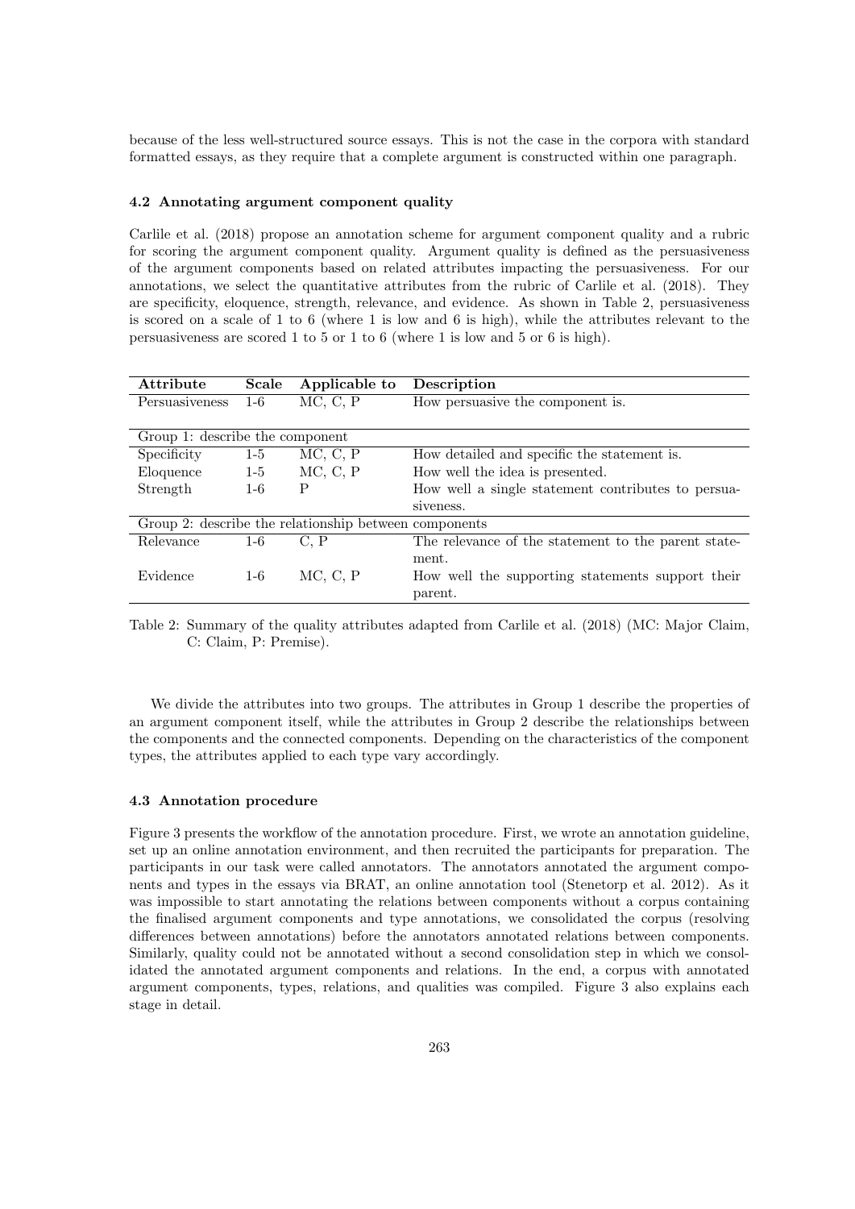because of the less well-structured source essays. This is not the case in the corpora with standard formatted essays, as they require that a complete argument is constructed within one paragraph.

### 4.2 Annotating argument component quality

Carlile et al. (2018) propose an annotation scheme for argument component quality and a rubric for scoring the argument component quality. Argument quality is defined as the persuasiveness of the argument components based on related attributes impacting the persuasiveness. For our annotations, we select the quantitative attributes from the rubric of Carlile et al. (2018). They are specificity, eloquence, strength, relevance, and evidence. As shown in Table 2, persuasiveness is scored on a scale of 1 to 6 (where 1 is low and 6 is high), while the attributes relevant to the persuasiveness are scored 1 to 5 or 1 to 6 (where 1 is low and 5 or 6 is high).

| Attribute | Scale | Applicable to | Description |
|---|---|---|---|
| Persuasiveness | 1-6 | MC, C, P | How persuasive the component is. |
| Group 1: describe the component | | | |
| Specificity | 1-5 | MC, C, P | How detailed and specific the statement is. |
| Eloquence | 1-5 | MC, C, P | How well the idea is presented. |
| Strength | 1-6 | P | How well a single statement contributes to persuasiveness. |
| Group 2: describe the relationship between components | | | |
| Relevance | 1-6 | C, P | The relevance of the statement to the parent statement. |
| Evidence | 1-6 | MC, C, P | How well the supporting statements support their parent. |

Table 2: Summary of the quality attributes adapted from Carlile et al. (2018) (MC: Major Claim, C: Claim, P: Premise).

We divide the attributes into two groups. The attributes in Group 1 describe the properties of an argument component itself, while the attributes in Group 2 describe the relationships between the components and the connected components. Depending on the characteristics of the component types, the attributes applied to each type vary accordingly.

### 4.3 Annotation procedure

Figure 3 presents the workflow of the annotation procedure. First, we wrote an annotation guideline, set up an online annotation environment, and then recruited the participants for preparation. The participants in our task were called annotators. The annotators annotated the argument components and types in the essays via BRAT, an online annotation tool (Stenetorp et al. 2012). As it was impossible to start annotating the relations between components without a corpus containing the finalised argument components and type annotations, we consolidated the corpus (resolving differences between annotations) before the annotators annotated relations between components. Similarly, quality could not be annotated without a second consolidation step in which we consolidated the annotated argument components and relations. In the end, a corpus with annotated argument components, types, relations, and qualities was compiled. Figure 3 also explains each stage in detail.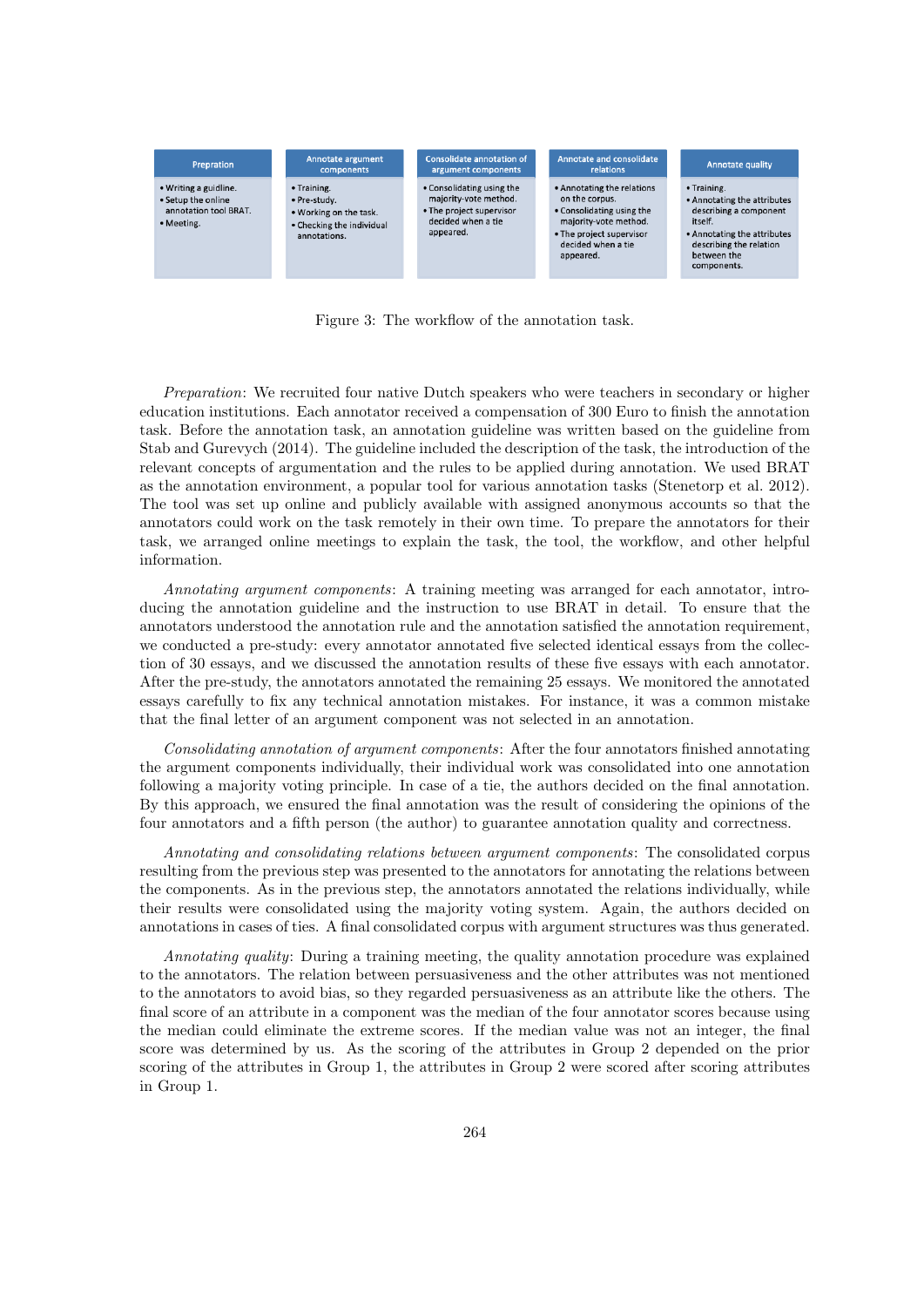| Prepration | Annotate argument components | Consolidate annotation of argument components | Annotate and consolidate relations | Annotate quality |
|---|---|---|---|---|
| • Writing a guidline. • Setup the online annotation tool BRAT. • Meeting. | • Training. • Pre-study. • Working on the task. • Checking the individual annotations. | • Consolidating using the majority-vote method. • The project supervisor decided when a tie appeared. | • Annotating the relations on the corpus. • Consolidating using the majority-vote method. • The project supervisor decided when a tie appeared. | • Training. • Annotating the attributes describing a component itself. • Annotating the attributes describing the relation between the components. |

Figure 3: The workflow of the annotation task.

*Preparation*: We recruited four native Dutch speakers who were teachers in secondary or higher education institutions. Each annotator received a compensation of 300 Euro to finish the annotation task. Before the annotation task, an annotation guideline was written based on the guideline from Stab and Gurevych (2014). The guideline included the description of the task, the introduction of the relevant concepts of argumentation and the rules to be applied during annotation. We used BRAT as the annotation environment, a popular tool for various annotation tasks (Stenetorp et al. 2012). The tool was set up online and publicly available with assigned anonymous accounts so that the annotators could work on the task remotely in their own time. To prepare the annotators for their task, we arranged online meetings to explain the task, the tool, the workflow, and other helpful information.

*Annotating argument components*: A training meeting was arranged for each annotator, introducing the annotation guideline and the instruction to use BRAT in detail. To ensure that the annotators understood the annotation rule and the annotation satisfied the annotation requirement, we conducted a pre-study: every annotator annotated five selected identical essays from the collection of 30 essays, and we discussed the annotation results of these five essays with each annotator. After the pre-study, the annotators annotated the remaining 25 essays. We monitored the annotated essays carefully to fix any technical annotation mistakes. For instance, it was a common mistake that the final letter of an argument component was not selected in an annotation.

*Consolidating annotation of argument components*: After the four annotators finished annotating the argument components individually, their individual work was consolidated into one annotation following a majority voting principle. In case of a tie, the authors decided on the final annotation. By this approach, we ensured the final annotation was the result of considering the opinions of the four annotators and a fifth person (the author) to guarantee annotation quality and correctness.

*Annotating and consolidating relations between argument components*: The consolidated corpus resulting from the previous step was presented to the annotators for annotating the relations between the components. As in the previous step, the annotators annotated the relations individually, while their results were consolidated using the majority voting system. Again, the authors decided on annotations in cases of ties. A final consolidated corpus with argument structures was thus generated.

*Annotating quality*: During a training meeting, the quality annotation procedure was explained to the annotators. The relation between persuasiveness and the other attributes was not mentioned to the annotators to avoid bias, so they regarded persuasiveness as an attribute like the others. The final score of an attribute in a component was the median of the four annotator scores because using the median could eliminate the extreme scores. If the median value was not an integer, the final score was determined by us. As the scoring of the attributes in Group 2 depended on the prior scoring of the attributes in Group 1, the attributes in Group 2 were scored after scoring attributes in Group 1.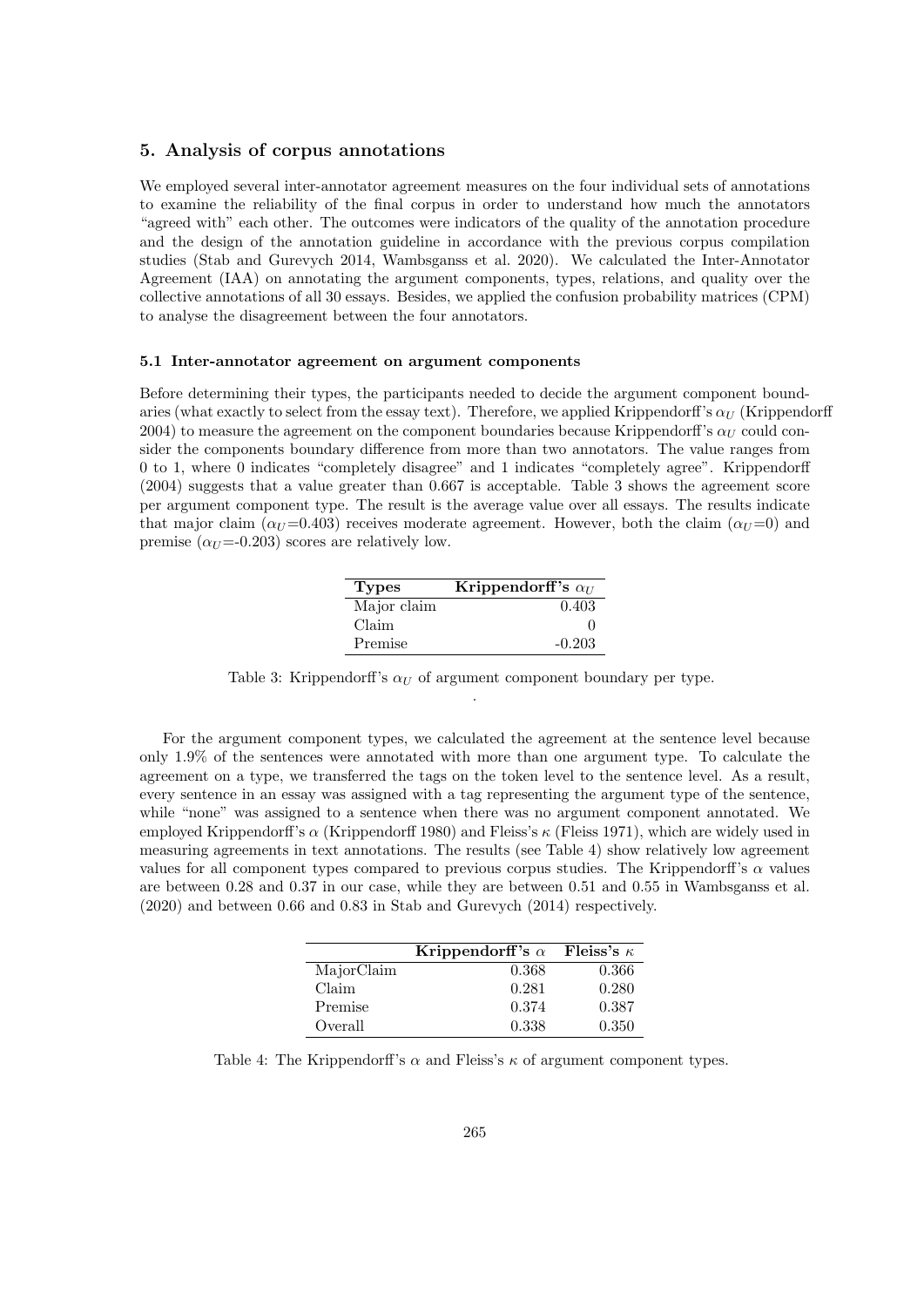## 5. Analysis of corpus annotations

We employed several inter-annotator agreement measures on the four individual sets of annotations to examine the reliability of the final corpus in order to understand how much the annotators "agreed with" each other. The outcomes were indicators of the quality of the annotation procedure and the design of the annotation guideline in accordance with the previous corpus compilation studies (Stab and Gurevych 2014, Wambsganss et al. 2020). We calculated the Inter-Annotator Agreement (IAA) on annotating the argument components, types, relations, and quality over the collective annotations of all 30 essays. Besides, we applied the confusion probability matrices (CPM) to analyse the disagreement between the four annotators.

### 5.1 Inter-annotator agreement on argument components

Before determining their types, the participants needed to decide the argument component boundaries (what exactly to select from the essay text). Therefore, we applied Krippendorff's $\alpha_U$ (Krippendorff 2004) to measure the agreement on the component boundaries because Krippendorff's $\alpha_U$ could consider the components boundary difference from more than two annotators. The value ranges from 0 to 1, where 0 indicates "completely disagree" and 1 indicates "completely agree". Krippendorff (2004) suggests that a value greater than 0.667 is acceptable. Table 3 shows the agreement score per argument component type. The result is the average value over all essays. The results indicate that major claim ($\alpha_U$=0.403) receives moderate agreement. However, both the claim ($\alpha_U$=0) and premise ($\alpha_U$=-0.203) scores are relatively low.

| Types | Krippendorff's $\alpha_U$ |
|---|---|
| Major claim | 0.403 |
| Claim | 0 |
| Premise | -0.203 |

Table 3: Krippendorff's $\alpha_U$ of argument component boundary per type.

For the argument component types, we calculated the agreement at the sentence level because only 1.9% of the sentences were annotated with more than one argument type. To calculate the agreement on a type, we transferred the tags on the token level to the sentence level. As a result, every sentence in an essay was assigned with a tag representing the argument type of the sentence, while "none" was assigned to a sentence when there was no argument component annotated. We employed Krippendorff's $\alpha$ (Krippendorff 1980) and Fleiss's $\kappa$ (Fleiss 1971), which are widely used in measuring agreements in text annotations. The results (see Table 4) show relatively low agreement values for all component types compared to previous corpus studies. The Krippendorff's $\alpha$ values are between 0.28 and 0.37 in our case, while they are between 0.51 and 0.55 in Wambsganss et al. (2020) and between 0.66 and 0.83 in Stab and Gurevych (2014) respectively.

| | Krippendorff's $\alpha$ | Fleiss's $\kappa$ |
|---|---|---|
| MajorClaim | 0.368 | 0.366 |
| Claim | 0.281 | 0.280 |
| Premise | 0.374 | 0.387 |
| Overall | 0.338 | 0.350 |

Table 4: The Krippendorff's $\alpha$ and Fleiss's $\kappa$ of argument component types.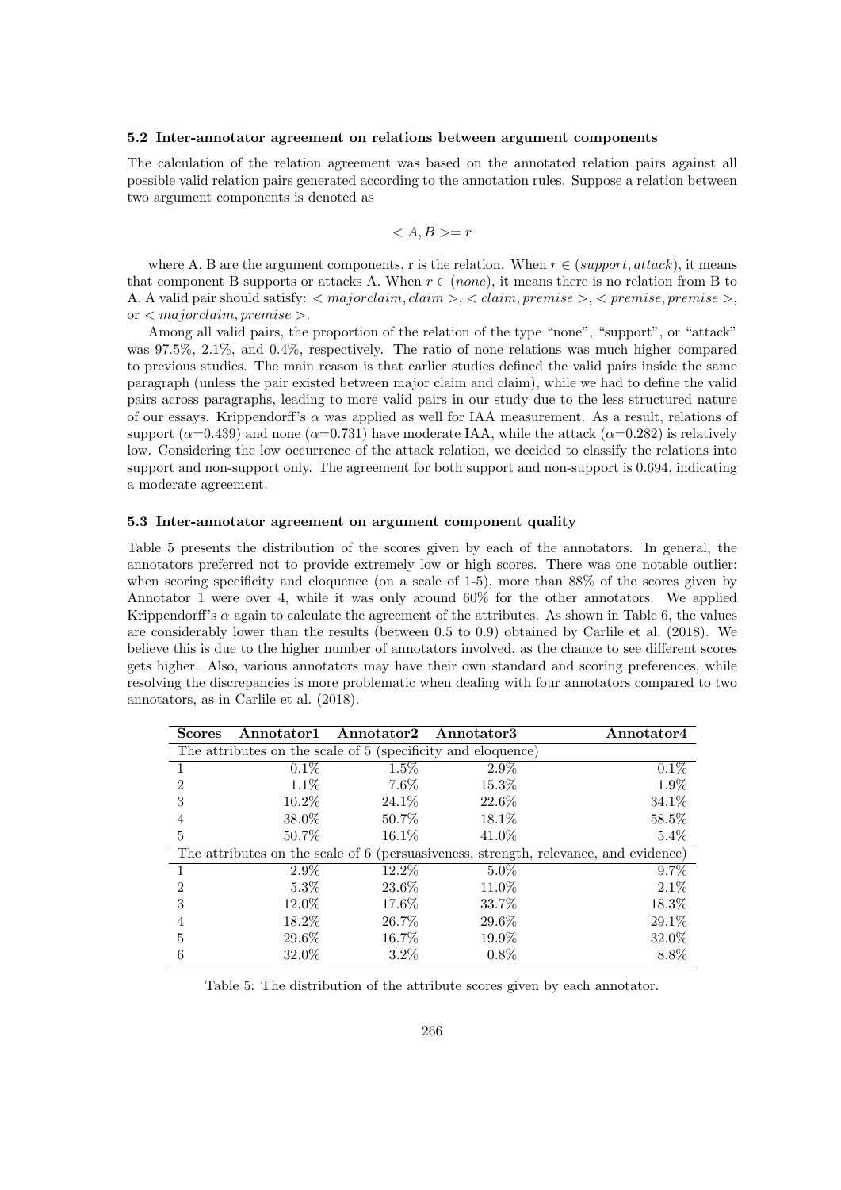### 5.2 Inter-annotator agreement on relations between argument components

The calculation of the relation agreement was based on the annotated relation pairs against all possible valid relation pairs generated according to the annotation rules. Suppose a relation between two argument components is denoted as

$$< A, B >= r$$

where A, B are the argument components, r is the relation. When $r \in (support, attack)$, it means that component B supports or attacks A. When $r \in (none)$, it means there is no relation from B to A. A valid pair should satisfy: $< majorclaim, claim >$, $< claim, premise >$, $< premise, premise >$, or $< majorclaim, premise >$.

Among all valid pairs, the proportion of the relation of the type "none", "support", or "attack" was 97.5%, 2.1%, and 0.4%, respectively. The ratio of none relations was much higher compared to previous studies. The main reason is that earlier studies defined the valid pairs inside the same paragraph (unless the pair existed between major claim and claim), while we had to define the valid pairs across paragraphs, leading to more valid pairs in our study due to the less structured nature of our essays. Krippendorff's $\alpha$ was applied as well for IAA measurement. As a result, relations of support ($\alpha$=0.439) and none ($\alpha$=0.731) have moderate IAA, while the attack ($\alpha$=0.282) is relatively low. Considering the low occurrence of the attack relation, we decided to classify the relations into support and non-support only. The agreement for both support and non-support is 0.694, indicating a moderate agreement.

### 5.3 Inter-annotator agreement on argument component quality

Table 5 presents the distribution of the scores given by each of the annotators. In general, the annotators preferred not to provide extremely low or high scores. There was one notable outlier: when scoring specificity and eloquence (on a scale of 1-5), more than 88% of the scores given by Annotator 1 were over 4, while it was only around 60% for the other annotators. We applied Krippendorff's $\alpha$ again to calculate the agreement of the attributes. As shown in Table 6, the values are considerably lower than the results (between 0.5 to 0.9) obtained by Carlile et al. (2018). We believe this is due to the higher number of annotators involved, as the chance to see different scores gets higher. Also, various annotators may have their own standard and scoring preferences, while resolving the discrepancies is more problematic when dealing with four annotators compared to two annotators, as in Carlile et al. (2018).

| Scores | Annotator1 | Annotator2 | Annotator3 | Annotator4 |
|---|---|---|---|---|
| The attributes on the scale of 5 (specificity and eloquence) | | | | |
| 1 | 0.1% | 1.5% | 2.9% | 0.1% |
| 2 | 1.1% | 7.6% | 15.3% | 1.9% |
| 3 | 10.2% | 24.1% | 22.6% | 34.1% |
| 4 | 38.0% | 50.7% | 18.1% | 58.5% |
| 5 | 50.7% | 16.1% | 41.0% | 5.4% |
| The attributes on the scale of 6 (persuasiveness, strength, relevance, and evidence) | | | | |
| 1 | 2.9% | 12.2% | 5.0% | 9.7% |
| 2 | 5.3% | 23.6% | 11.0% | 2.1% |
| 3 | 12.0% | 17.6% | 33.7% | 18.3% |
| 4 | 18.2% | 26.7% | 29.6% | 29.1% |
| 5 | 29.6% | 16.7% | 19.9% | 32.0% |
| 6 | 32.0% | 3.2% | 0.8% | 8.8% |

Table 5: The distribution of the attribute scores given by each annotator.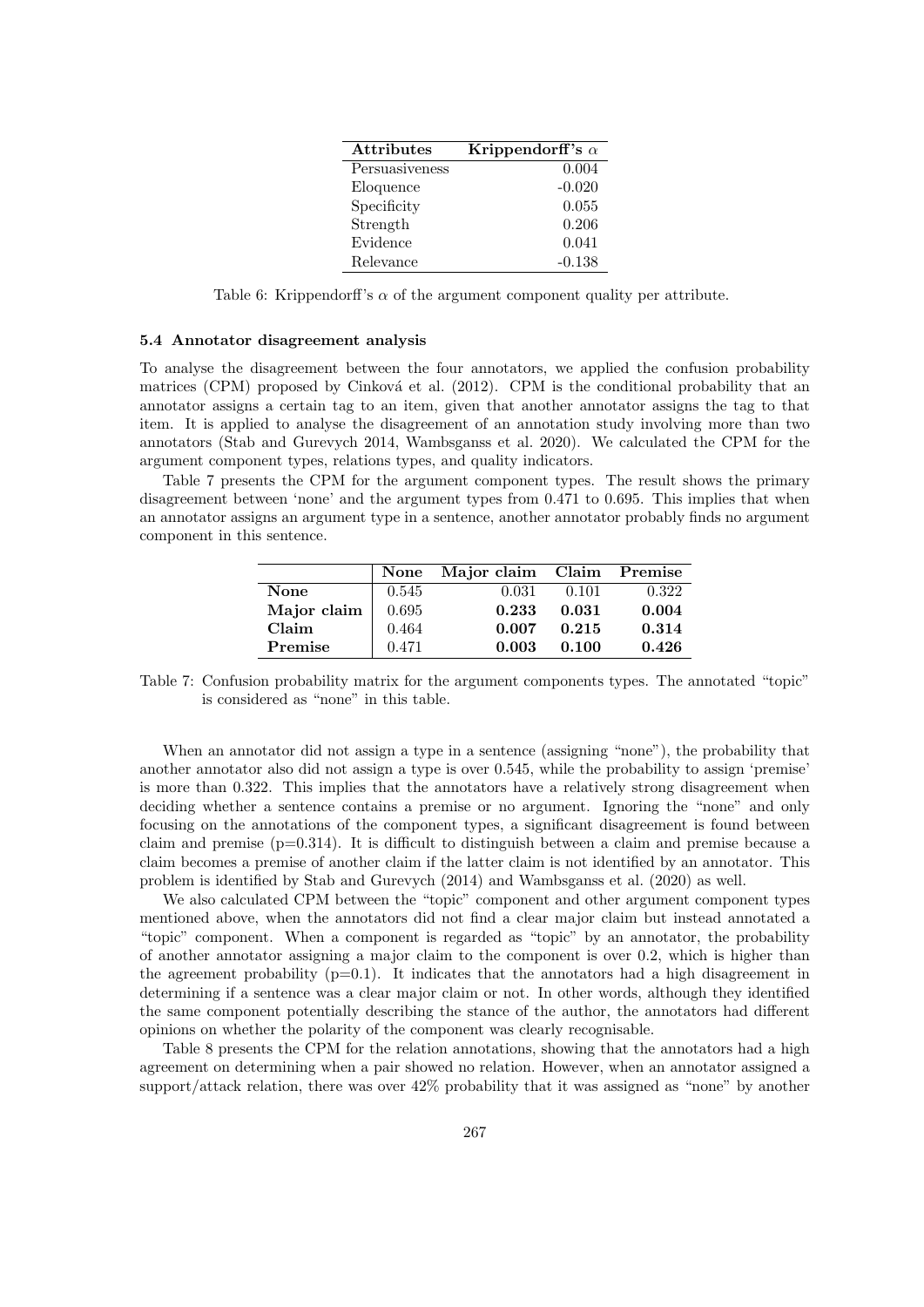| Attributes | Krippendorff's $\alpha$ |
|---|---|
| Persuasiveness | 0.004 |
| Eloquence | -0.020 |
| Specificity | 0.055 |
| Strength | 0.206 |
| Evidence | 0.041 |
| Relevance | -0.138 |

Table 6: Krippendorff's $\alpha$ of the argument component quality per attribute.

### 5.4 Annotator disagreement analysis

To analyse the disagreement between the four annotators, we applied the confusion probability matrices (CPM) proposed by Cinková et al. (2012). CPM is the conditional probability that an annotator assigns a certain tag to an item, given that another annotator assigns the tag to that item. It is applied to analyse the disagreement of an annotation study involving more than two annotators (Stab and Gurevych 2014, Wambsganss et al. 2020). We calculated the CPM for the argument component types, relations types, and quality indicators.

Table 7 presents the CPM for the argument component types. The result shows the primary disagreement between 'none' and the argument types from 0.471 to 0.695. This implies that when an annotator assigns an argument type in a sentence, another annotator probably finds no argument component in this sentence.

| | **None** | **Major claim** | **Claim** | **Premise** |
|---|---|---|---|---|
| **None** | 0.545 | 0.031 | 0.101 | 0.322 |
| **Major claim** | 0.695 | **0.233** | **0.031** | **0.004** |
| **Claim** | 0.464 | **0.007** | **0.215** | **0.314** |
| **Premise** | 0.471 | **0.003** | **0.100** | **0.426** |

Table 7: Confusion probability matrix for the argument components types. The annotated "topic" is considered as "none" in this table.

When an annotator did not assign a type in a sentence (assigning "none"), the probability that another annotator also did not assign a type is over 0.545, while the probability to assign 'premise' is more than 0.322. This implies that the annotators have a relatively strong disagreement when deciding whether a sentence contains a premise or no argument. Ignoring the "none" and only focusing on the annotations of the component types, a significant disagreement is found between claim and premise (p=0.314). It is difficult to distinguish between a claim and premise because a claim becomes a premise of another claim if the latter claim is not identified by an annotator. This problem is identified by Stab and Gurevych (2014) and Wambsganss et al. (2020) as well.

We also calculated CPM between the "topic" component and other argument component types mentioned above, when the annotators did not find a clear major claim but instead annotated a "topic" component. When a component is regarded as "topic" by an annotator, the probability of another annotator assigning a major claim to the component is over 0.2, which is higher than the agreement probability (p=0.1). It indicates that the annotators had a high disagreement in determining if a sentence was a clear major claim or not. In other words, although they identified the same component potentially describing the stance of the author, the annotators had different opinions on whether the polarity of the component was clearly recognisable.

Table 8 presents the CPM for the relation annotations, showing that the annotators had a high agreement on determining when a pair showed no relation. However, when an annotator assigned a support/attack relation, there was over 42% probability that it was assigned as "none" by another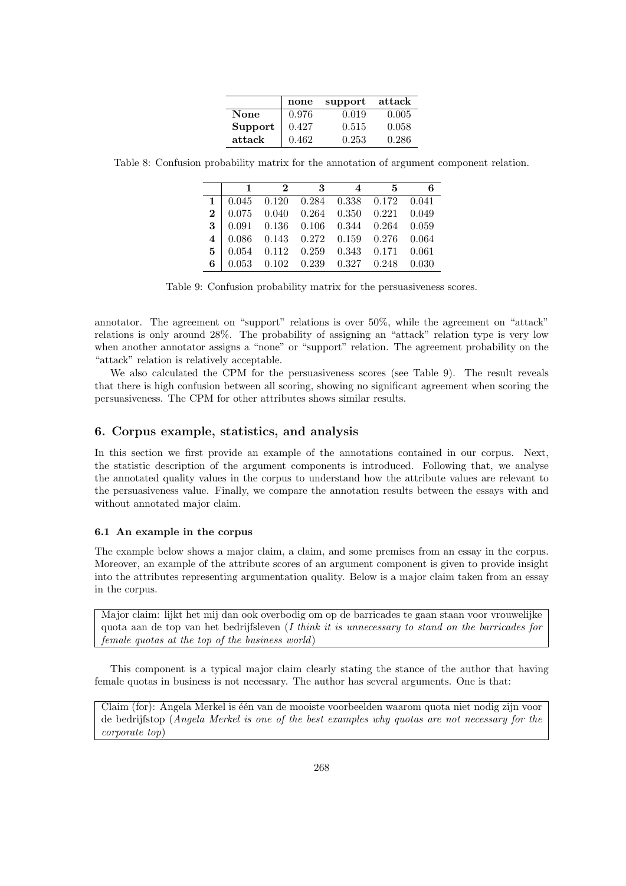|  | **none** | **support** | **attack** |
|---|---|---|---|
| **None** | 0.976 | 0.019 | 0.005 |
| **Support** | 0.427 | 0.515 | 0.058 |
| **attack** | 0.462 | 0.253 | 0.286 |

Table 8: Confusion probability matrix for the annotation of argument component relation.

|  | **1** | **2** | **3** | **4** | **5** | **6** |
|---|---|---|---|---|---|---|
| **1** | 0.045 | 0.120 | 0.284 | 0.338 | 0.172 | 0.041 |
| **2** | 0.075 | 0.040 | 0.264 | 0.350 | 0.221 | 0.049 |
| **3** | 0.091 | 0.136 | 0.106 | 0.344 | 0.264 | 0.059 |
| **4** | 0.086 | 0.143 | 0.272 | 0.159 | 0.276 | 0.064 |
| **5** | 0.054 | 0.112 | 0.259 | 0.343 | 0.171 | 0.061 |
| **6** | 0.053 | 0.102 | 0.239 | 0.327 | 0.248 | 0.030 |

Table 9: Confusion probability matrix for the persuasiveness scores.

annotator. The agreement on "support" relations is over 50%, while the agreement on "attack" relations is only around 28%. The probability of assigning an "attack" relation type is very low when another annotator assigns a "none" or "support" relation. The agreement probability on the "attack" relation is relatively acceptable.

We also calculated the CPM for the persuasiveness scores (see Table 9). The result reveals that there is high confusion between all scoring, showing no significant agreement when scoring the persuasiveness. The CPM for other attributes shows similar results.

## 6. Corpus example, statistics, and analysis

In this section we first provide an example of the annotations contained in our corpus. Next, the statistic description of the argument components is introduced. Following that, we analyse the annotated quality values in the corpus to understand how the attribute values are relevant to the persuasiveness value. Finally, we compare the annotation results between the essays with and without annotated major claim.

### 6.1 An example in the corpus

The example below shows a major claim, a claim, and some premises from an essay in the corpus. Moreover, an example of the attribute scores of an argument component is given to provide insight into the attributes representing argumentation quality. Below is a major claim taken from an essay in the corpus.

> Major claim: lijkt het mij dan ook overbodig om op de barricades te gaan staan voor vrouwelijke quota aan de top van het bedrijfsleven (*I think it is unnecessary to stand on the barricades for female quotas at the top of the business world*)

This component is a typical major claim clearly stating the stance of the author that having female quotas in business is not necessary. The author has several arguments. One is that:

> Claim (for): Angela Merkel is één van de mooiste voorbeelden waarom quota niet nodig zijn voor de bedrijfstop (*Angela Merkel is one of the best examples why quotas are not necessary for the corporate top*)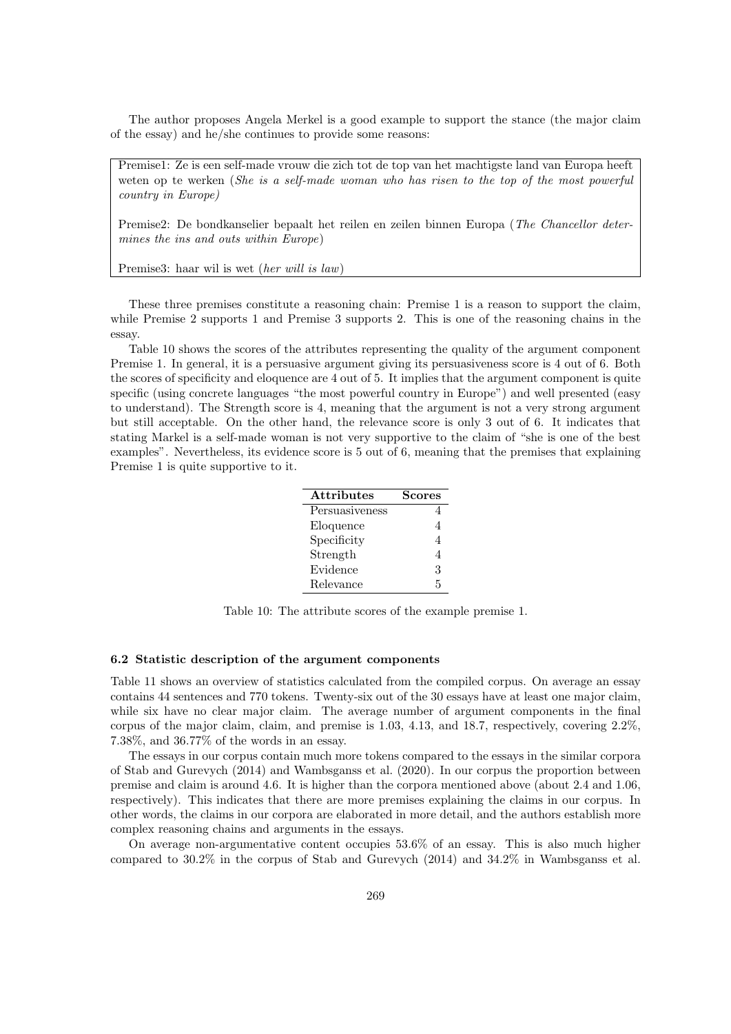The author proposes Angela Merkel is a good example to support the stance (the major claim of the essay) and he/she continues to provide some reasons:

Premise1: Ze is een self-made vrouw die zich tot de top van het machtigste land van Europa heeft weten op te werken (*She is a self-made woman who has risen to the top of the most powerful country in Europe)*

Premise2: De bondkanselier bepaalt het reilen en zeilen binnen Europa (*The Chancellor determines the ins and outs within Europe*)

Premise3: haar wil is wet (*her will is law*)

These three premises constitute a reasoning chain: Premise 1 is a reason to support the claim, while Premise 2 supports 1 and Premise 3 supports 2. This is one of the reasoning chains in the essay.

Table 10 shows the scores of the attributes representing the quality of the argument component Premise 1. In general, it is a persuasive argument giving its persuasiveness score is 4 out of 6. Both the scores of specificity and eloquence are 4 out of 5. It implies that the argument component is quite specific (using concrete languages "the most powerful country in Europe") and well presented (easy to understand). The Strength score is 4, meaning that the argument is not a very strong argument but still acceptable. On the other hand, the relevance score is only 3 out of 6. It indicates that stating Markel is a self-made woman is not very supportive to the claim of "she is one of the best examples". Nevertheless, its evidence score is 5 out of 6, meaning that the premises that explaining Premise 1 is quite supportive to it.

| **Attributes** | **Scores** |
|---|---|
| Persuasiveness | 4 |
| Eloquence | 4 |
| Specificity | 4 |
| Strength | 4 |
| Evidence | 3 |
| Relevance | 5 |

Table 10: The attribute scores of the example premise 1.

### 6.2 Statistic description of the argument components

Table 11 shows an overview of statistics calculated from the compiled corpus. On average an essay contains 44 sentences and 770 tokens. Twenty-six out of the 30 essays have at least one major claim, while six have no clear major claim. The average number of argument components in the final corpus of the major claim, claim, and premise is 1.03, 4.13, and 18.7, respectively, covering 2.2%, 7.38%, and 36.77% of the words in an essay.

The essays in our corpus contain much more tokens compared to the essays in the similar corpora of Stab and Gurevych (2014) and Wambsganss et al. (2020). In our corpus the proportion between premise and claim is around 4.6. It is higher than the corpora mentioned above (about 2.4 and 1.06, respectively). This indicates that there are more premises explaining the claims in our corpus. In other words, the claims in our corpora are elaborated in more detail, and the authors establish more complex reasoning chains and arguments in the essays.

On average non-argumentative content occupies 53.6% of an essay. This is also much higher compared to 30.2% in the corpus of Stab and Gurevych (2014) and 34.2% in Wambsganss et al.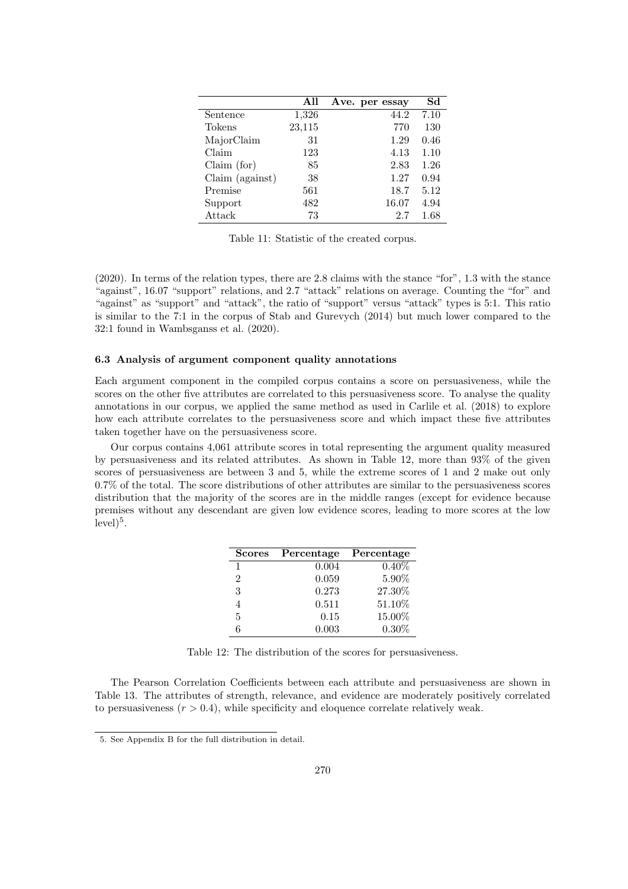|  | All | Ave. per essay | Sd |
|---|---|---|---|
| Sentence | 1,326 | 44.2 | 7.10 |
| Tokens | 23,115 | 770 | 130 |
| MajorClaim | 31 | 1.29 | 0.46 |
| Claim | 123 | 4.13 | 1.10 |
| Claim (for) | 85 | 2.83 | 1.26 |
| Claim (against) | 38 | 1.27 | 0.94 |
| Premise | 561 | 18.7 | 5.12 |
| Support | 482 | 16.07 | 4.94 |
| Attack | 73 | 2.7 | 1.68 |

Table 11: Statistic of the created corpus.

(2020). In terms of the relation types, there are 2.8 claims with the stance "for", 1.3 with the stance "against", 16.07 "support" relations, and 2.7 "attack" relations on average. Counting the "for" and "against" as "support" and "attack", the ratio of "support" versus "attack" types is 5:1. This ratio is similar to the 7:1 in the corpus of Stab and Gurevych (2014) but much lower compared to the 32:1 found in Wambsganss et al. (2020).

### 6.3 Analysis of argument component quality annotations

Each argument component in the compiled corpus contains a score on persuasiveness, while the scores on the other five attributes are correlated to this persuasiveness score. To analyse the quality annotations in our corpus, we applied the same method as used in Carlile et al. (2018) to explore how each attribute correlates to the persuasiveness score and which impact these five attributes taken together have on the persuasiveness score.

Our corpus contains 4,061 attribute scores in total representing the argument quality measured by persuasiveness and its related attributes. As shown in Table 12, more than 93% of the given scores of persuasiveness are between 3 and 5, while the extreme scores of 1 and 2 make out only 0.7% of the total. The score distributions of other attributes are similar to the persuasiveness scores distribution that the majority of the scores are in the middle ranges (except for evidence because premises without any descendant are given low evidence scores, leading to more scores at the low level)[5].

| Scores | Percentage | Percentage |
|---|---|---|
| 1 | 0.004 | 0.40% |
| 2 | 0.059 | 5.90% |
| 3 | 0.273 | 27.30% |
| 4 | 0.511 | 51.10% |
| 5 | 0.15 | 15.00% |
| 6 | 0.003 | 0.30% |

Table 12: The distribution of the scores for persuasiveness.

The Pearson Correlation Coefficients between each attribute and persuasiveness are shown in Table 13. The attributes of strength, relevance, and evidence are moderately positively correlated to persuasiveness ($r > 0.4$), while specificity and eloquence correlate relatively weak.

5. See Appendix B for the full distribution in detail.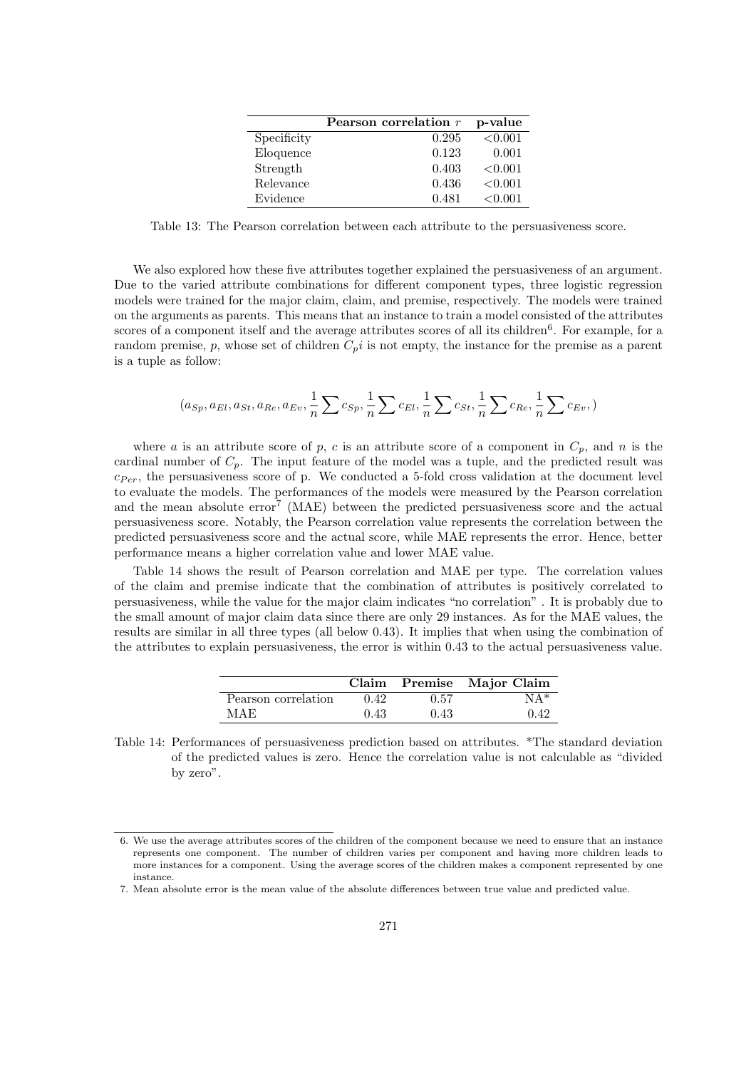| | Pearson correlation $r$ | p-value |
|---|---|---|
| Specificity | 0.295 | <0.001 |
| Eloquence | 0.123 | 0.001 |
| Strength | 0.403 | <0.001 |
| Relevance | 0.436 | <0.001 |
| Evidence | 0.481 | <0.001 |

Table 13: The Pearson correlation between each attribute to the persuasiveness score.

We also explored how these five attributes together explained the persuasiveness of an argument. Due to the varied attribute combinations for different component types, three logistic regression models were trained for the major claim, claim, and premise, respectively. The models were trained on the arguments as parents. This means that an instance to train a model consisted of the attributes scores of a component itself and the average attributes scores of all its children[6]. For example, for a random premise, $p$, whose set of children $C_pi$ is not empty, the instance for the premise as a parent is a tuple as follow:

$$(a_{Sp}, a_{El}, a_{St}, a_{Re}, a_{Ev}, \frac{1}{n}\sum c_{Sp}, \frac{1}{n}\sum c_{El}, \frac{1}{n}\sum c_{St}, \frac{1}{n}\sum c_{Re}, \frac{1}{n}\sum c_{Ev},)$$

where $a$ is an attribute score of $p$, $c$ is an attribute score of a component in $C_p$, and $n$ is the cardinal number of $C_p$. The input feature of the model was a tuple, and the predicted result was $c_{Per}$, the persuasiveness score of p. We conducted a 5-fold cross validation at the document level to evaluate the models. The performances of the models were measured by the Pearson correlation and the mean absolute error[7] (MAE) between the predicted persuasiveness score and the actual persuasiveness score. Notably, the Pearson correlation value represents the correlation between the predicted persuasiveness score and the actual score, while MAE represents the error. Hence, better performance means a higher correlation value and lower MAE value.

Table 14 shows the result of Pearson correlation and MAE per type. The correlation values of the claim and premise indicate that the combination of attributes is positively correlated to persuasiveness, while the value for the major claim indicates "no correlation" . It is probably due to the small amount of major claim data since there are only 29 instances. As for the MAE values, the results are similar in all three types (all below 0.43). It implies that when using the combination of the attributes to explain persuasiveness, the error is within 0.43 to the actual persuasiveness value.

| | Claim | Premise | Major Claim |
|---|---|---|---|
| Pearson correlation | 0.42 | 0.57 | NA* |
| MAE | 0.43 | 0.43 | 0.42 |

Table 14: Performances of persuasiveness prediction based on attributes. *The standard deviation of the predicted values is zero. Hence the correlation value is not calculable as "divided by zero".

6. We use the average attributes scores of the children of the component because we need to ensure that an instance represents one component. The number of children varies per component and having more children leads to more instances for a component. Using the average scores of the children makes a component represented by one instance.

7. Mean absolute error is the mean value of the absolute differences between true value and predicted value.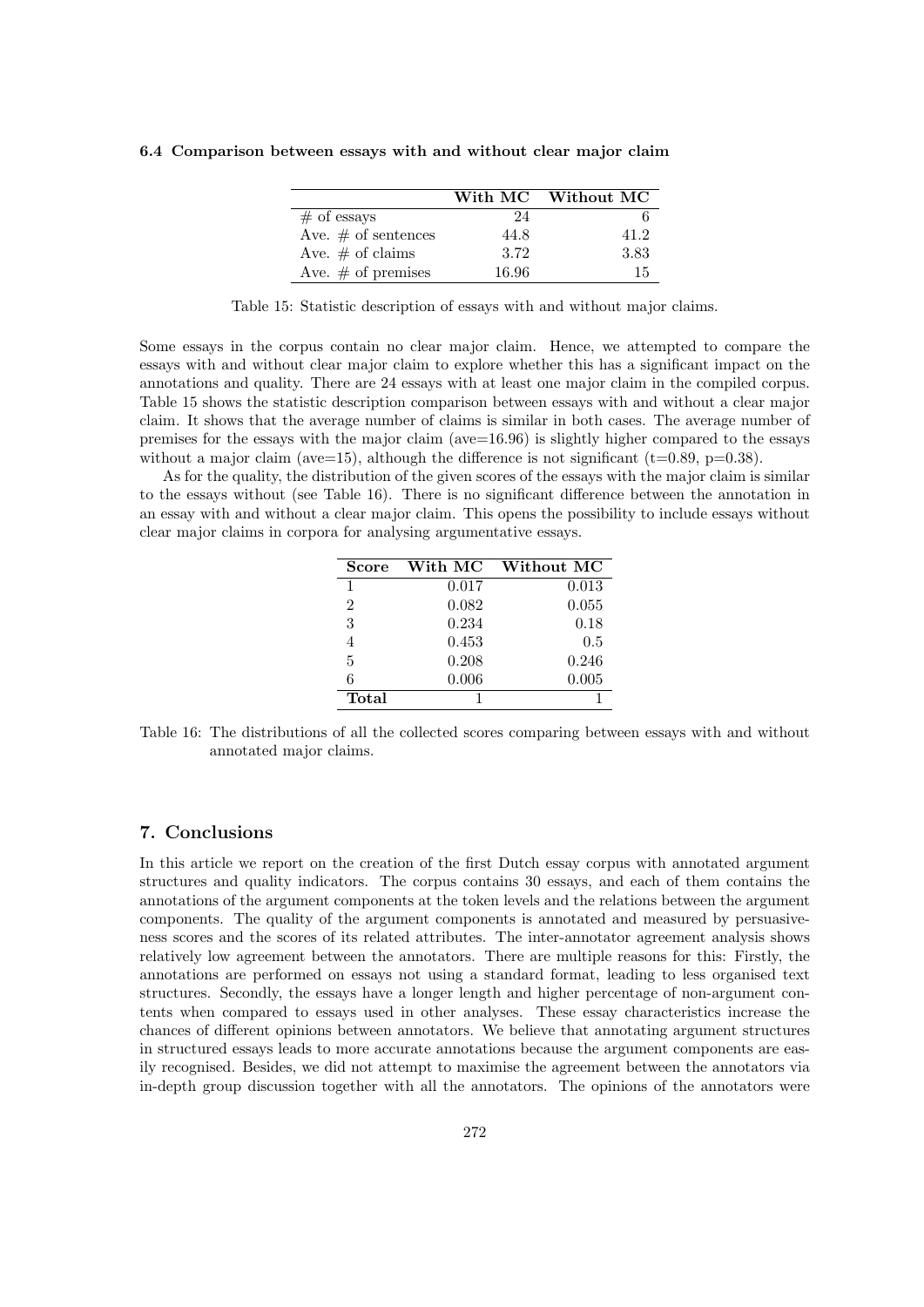### 6.4 Comparison between essays with and without clear major claim

| | With MC | Without MC |
|---|---|---|
| # of essays | 24 | 6 |
| Ave. # of sentences | 44.8 | 41.2 |
| Ave. # of claims | 3.72 | 3.83 |
| Ave. # of premises | 16.96 | 15 |

Table 15: Statistic description of essays with and without major claims.

Some essays in the corpus contain no clear major claim. Hence, we attempted to compare the essays with and without clear major claim to explore whether this has a significant impact on the annotations and quality. There are 24 essays with at least one major claim in the compiled corpus. Table 15 shows the statistic description comparison between essays with and without a clear major claim. It shows that the average number of claims is similar in both cases. The average number of premises for the essays with the major claim (ave=16.96) is slightly higher compared to the essays without a major claim (ave=15), although the difference is not significant (t=0.89, p=0.38).

As for the quality, the distribution of the given scores of the essays with the major claim is similar to the essays without (see Table 16). There is no significant difference between the annotation in an essay with and without a clear major claim. This opens the possibility to include essays without clear major claims in corpora for analysing argumentative essays.

| Score | With MC | Without MC |
|---|---|---|
| 1 | 0.017 | 0.013 |
| 2 | 0.082 | 0.055 |
| 3 | 0.234 | 0.18 |
| 4 | 0.453 | 0.5 |
| 5 | 0.208 | 0.246 |
| 6 | 0.006 | 0.005 |
| **Total** | 1 | 1 |

Table 16: The distributions of all the collected scores comparing between essays with and without annotated major claims.

## 7. Conclusions

In this article we report on the creation of the first Dutch essay corpus with annotated argument structures and quality indicators. The corpus contains 30 essays, and each of them contains the annotations of the argument components at the token levels and the relations between the argument components. The quality of the argument components is annotated and measured by persuasiveness scores and the scores of its related attributes. The inter-annotator agreement analysis shows relatively low agreement between the annotators. There are multiple reasons for this: Firstly, the annotations are performed on essays not using a standard format, leading to less organised text structures. Secondly, the essays have a longer length and higher percentage of non-argument contents when compared to essays used in other analyses. These essay characteristics increase the chances of different opinions between annotators. We believe that annotating argument structures in structured essays leads to more accurate annotations because the argument components are easily recognised. Besides, we did not attempt to maximise the agreement between the annotators via in-depth group discussion together with all the annotators. The opinions of the annotators were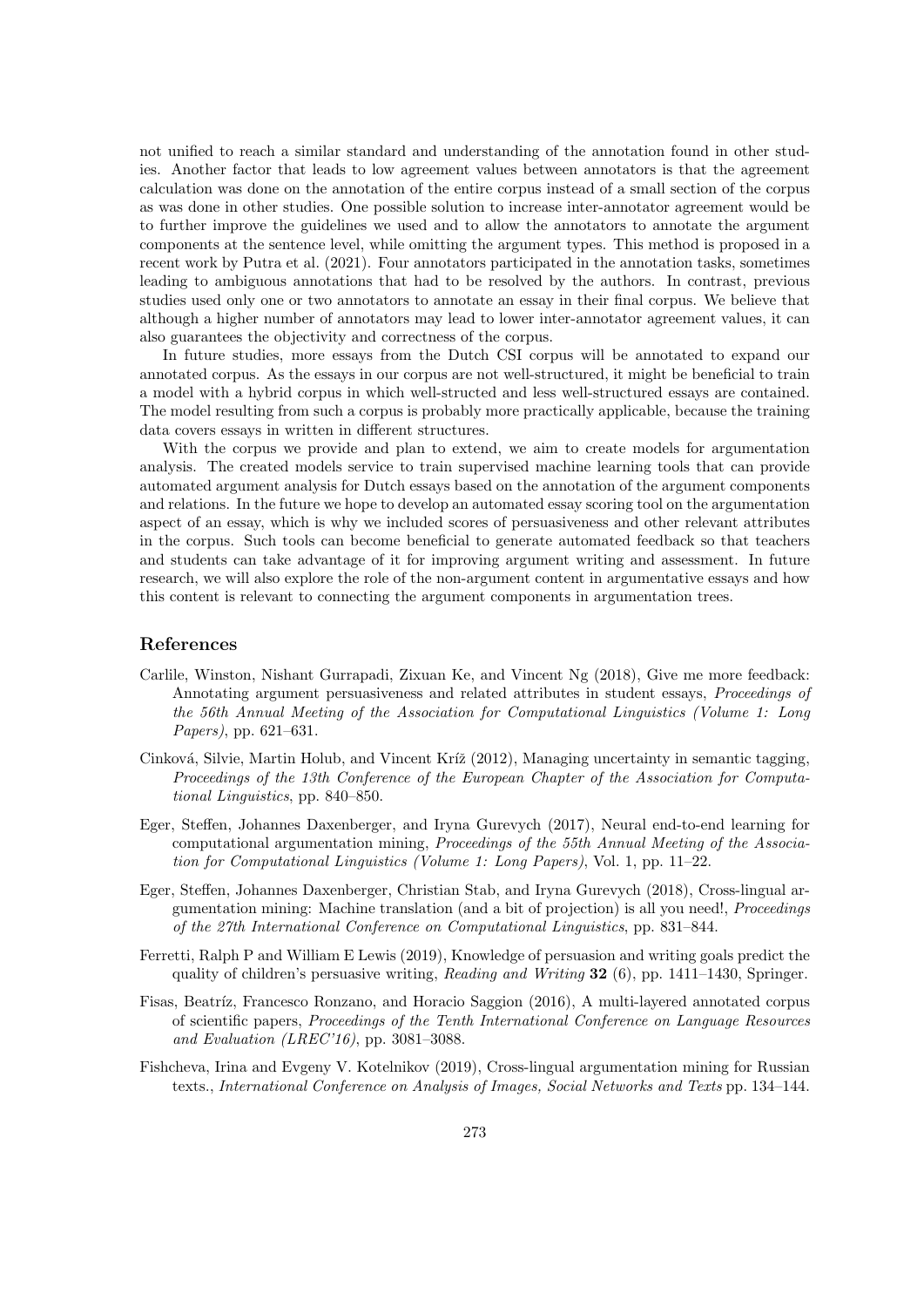not unified to reach a similar standard and understanding of the annotation found in other studies. Another factor that leads to low agreement values between annotators is that the agreement calculation was done on the annotation of the entire corpus instead of a small section of the corpus as was done in other studies. One possible solution to increase inter-annotator agreement would be to further improve the guidelines we used and to allow the annotators to annotate the argument components at the sentence level, while omitting the argument types. This method is proposed in a recent work by Putra et al. (2021). Four annotators participated in the annotation tasks, sometimes leading to ambiguous annotations that had to be resolved by the authors. In contrast, previous studies used only one or two annotators to annotate an essay in their final corpus. We believe that although a higher number of annotators may lead to lower inter-annotator agreement values, it can also guarantees the objectivity and correctness of the corpus.

In future studies, more essays from the Dutch CSI corpus will be annotated to expand our annotated corpus. As the essays in our corpus are not well-structured, it might be beneficial to train a model with a hybrid corpus in which well-structed and less well-structured essays are contained. The model resulting from such a corpus is probably more practically applicable, because the training data covers essays in written in different structures.

With the corpus we provide and plan to extend, we aim to create models for argumentation analysis. The created models service to train supervised machine learning tools that can provide automated argument analysis for Dutch essays based on the annotation of the argument components and relations. In the future we hope to develop an automated essay scoring tool on the argumentation aspect of an essay, which is why we included scores of persuasiveness and other relevant attributes in the corpus. Such tools can become beneficial to generate automated feedback so that teachers and students can take advantage of it for improving argument writing and assessment. In future research, we will also explore the role of the non-argument content in argumentative essays and how this content is relevant to connecting the argument components in argumentation trees.

## References

Carlile, Winston, Nishant Gurrapadi, Zixuan Ke, and Vincent Ng (2018), Give me more feedback: Annotating argument persuasiveness and related attributes in student essays, *Proceedings of the 56th Annual Meeting of the Association for Computational Linguistics (Volume 1: Long Papers)*, pp. 621–631.

Cinková, Silvie, Martin Holub, and Vincent Kríž (2012), Managing uncertainty in semantic tagging, *Proceedings of the 13th Conference of the European Chapter of the Association for Computational Linguistics*, pp. 840–850.

Eger, Steffen, Johannes Daxenberger, and Iryna Gurevych (2017), Neural end-to-end learning for computational argumentation mining, *Proceedings of the 55th Annual Meeting of the Association for Computational Linguistics (Volume 1: Long Papers)*, Vol. 1, pp. 11–22.

Eger, Steffen, Johannes Daxenberger, Christian Stab, and Iryna Gurevych (2018), Cross-lingual argumentation mining: Machine translation (and a bit of projection) is all you need!, *Proceedings of the 27th International Conference on Computational Linguistics*, pp. 831–844.

Ferretti, Ralph P and William E Lewis (2019), Knowledge of persuasion and writing goals predict the quality of children's persuasive writing, *Reading and Writing* **32** (6), pp. 1411–1430, Springer.

Fisas, Beatríz, Francesco Ronzano, and Horacio Saggion (2016), A multi-layered annotated corpus of scientific papers, *Proceedings of the Tenth International Conference on Language Resources and Evaluation (LREC'16)*, pp. 3081–3088.

Fishcheva, Irina and Evgeny V. Kotelnikov (2019), Cross-lingual argumentation mining for Russian texts., *International Conference on Analysis of Images, Social Networks and Texts* pp. 134–144.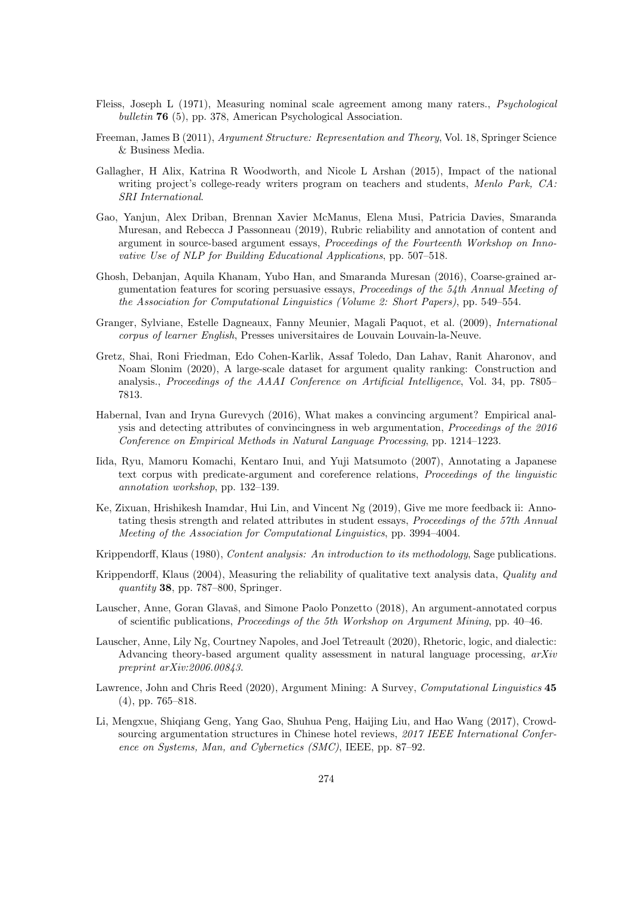Fleiss, Joseph L (1971), Measuring nominal scale agreement among many raters., *Psychological bulletin* **76** (5), pp. 378, American Psychological Association.

Freeman, James B (2011), *Argument Structure: Representation and Theory*, Vol. 18, Springer Science & Business Media.

Gallagher, H Alix, Katrina R Woodworth, and Nicole L Arshan (2015), Impact of the national writing project's college-ready writers program on teachers and students, *Menlo Park, CA: SRI International*.

Gao, Yanjun, Alex Driban, Brennan Xavier McManus, Elena Musi, Patricia Davies, Smaranda Muresan, and Rebecca J Passonneau (2019), Rubric reliability and annotation of content and argument in source-based argument essays, *Proceedings of the Fourteenth Workshop on Innovative Use of NLP for Building Educational Applications*, pp. 507–518.

Ghosh, Debanjan, Aquila Khanam, Yubo Han, and Smaranda Muresan (2016), Coarse-grained argumentation features for scoring persuasive essays, *Proceedings of the 54th Annual Meeting of the Association for Computational Linguistics (Volume 2: Short Papers)*, pp. 549–554.

Granger, Sylviane, Estelle Dagneaux, Fanny Meunier, Magali Paquot, et al. (2009), *International corpus of learner English*, Presses universitaires de Louvain Louvain-la-Neuve.

Gretz, Shai, Roni Friedman, Edo Cohen-Karlik, Assaf Toledo, Dan Lahav, Ranit Aharonov, and Noam Slonim (2020), A large-scale dataset for argument quality ranking: Construction and analysis., *Proceedings of the AAAI Conference on Artificial Intelligence*, Vol. 34, pp. 7805–7813.

Habernal, Ivan and Iryna Gurevych (2016), What makes a convincing argument? Empirical analysis and detecting attributes of convincingness in web argumentation, *Proceedings of the 2016 Conference on Empirical Methods in Natural Language Processing*, pp. 1214–1223.

Iida, Ryu, Mamoru Komachi, Kentaro Inui, and Yuji Matsumoto (2007), Annotating a Japanese text corpus with predicate-argument and coreference relations, *Proceedings of the linguistic annotation workshop*, pp. 132–139.

Ke, Zixuan, Hrishikesh Inamdar, Hui Lin, and Vincent Ng (2019), Give me more feedback ii: Annotating thesis strength and related attributes in student essays, *Proceedings of the 57th Annual Meeting of the Association for Computational Linguistics*, pp. 3994–4004.

Krippendorff, Klaus (1980), *Content analysis: An introduction to its methodology*, Sage publications.

Krippendorff, Klaus (2004), Measuring the reliability of qualitative text analysis data, *Quality and quantity* **38**, pp. 787–800, Springer.

Lauscher, Anne, Goran Glavaš, and Simone Paolo Ponzetto (2018), An argument-annotated corpus of scientific publications, *Proceedings of the 5th Workshop on Argument Mining*, pp. 40–46.

Lauscher, Anne, Lily Ng, Courtney Napoles, and Joel Tetreault (2020), Rhetoric, logic, and dialectic: Advancing theory-based argument quality assessment in natural language processing, *arXiv preprint arXiv:2006.00843*.

Lawrence, John and Chris Reed (2020), Argument Mining: A Survey, *Computational Linguistics* **45** (4), pp. 765–818.

Li, Mengxue, Shiqiang Geng, Yang Gao, Shuhua Peng, Haijing Liu, and Hao Wang (2017), Crowdsourcing argumentation structures in Chinese hotel reviews, *2017 IEEE International Conference on Systems, Man, and Cybernetics (SMC)*, IEEE, pp. 87–92.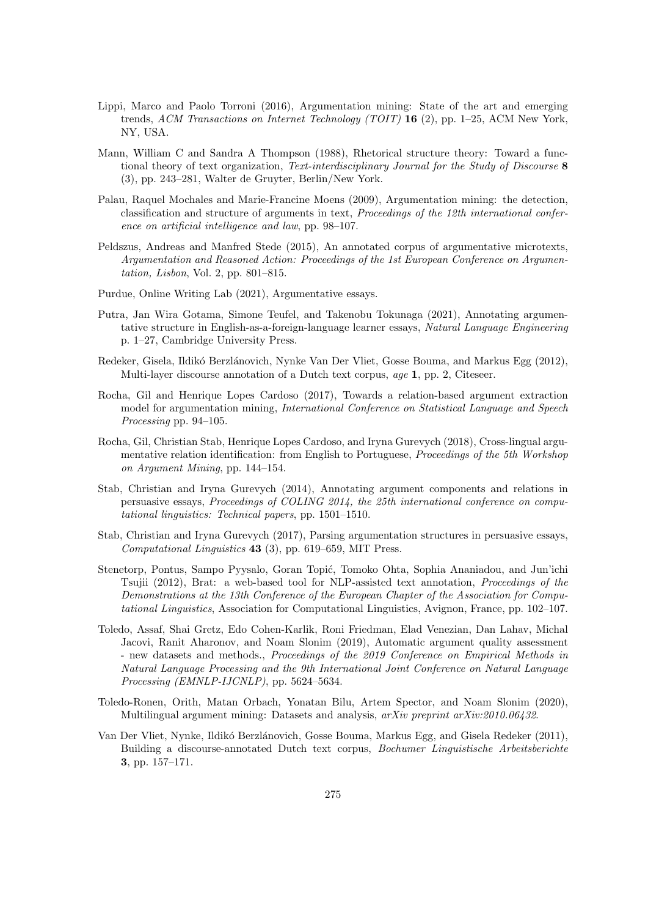Lippi, Marco and Paolo Torroni (2016), Argumentation mining: State of the art and emerging trends, *ACM Transactions on Internet Technology (TOIT)* **16** (2), pp. 1–25, ACM New York, NY, USA.

Mann, William C and Sandra A Thompson (1988), Rhetorical structure theory: Toward a functional theory of text organization, *Text-interdisciplinary Journal for the Study of Discourse* **8** (3), pp. 243–281, Walter de Gruyter, Berlin/New York.

Palau, Raquel Mochales and Marie-Francine Moens (2009), Argumentation mining: the detection, classification and structure of arguments in text, *Proceedings of the 12th international conference on artificial intelligence and law*, pp. 98–107.

Peldszus, Andreas and Manfred Stede (2015), An annotated corpus of argumentative microtexts, *Argumentation and Reasoned Action: Proceedings of the 1st European Conference on Argumentation, Lisbon*, Vol. 2, pp. 801–815.

Purdue, Online Writing Lab (2021), Argumentative essays.

Putra, Jan Wira Gotama, Simone Teufel, and Takenobu Tokunaga (2021), Annotating argumentative structure in English-as-a-foreign-language learner essays, *Natural Language Engineering* p. 1–27, Cambridge University Press.

Redeker, Gisela, Ildikó Berzlánovich, Nynke Van Der Vliet, Gosse Bouma, and Markus Egg (2012), Multi-layer discourse annotation of a Dutch text corpus, *age* **1**, pp. 2, Citeseer.

Rocha, Gil and Henrique Lopes Cardoso (2017), Towards a relation-based argument extraction model for argumentation mining, *International Conference on Statistical Language and Speech Processing* pp. 94–105.

Rocha, Gil, Christian Stab, Henrique Lopes Cardoso, and Iryna Gurevych (2018), Cross-lingual argumentative relation identification: from English to Portuguese, *Proceedings of the 5th Workshop on Argument Mining*, pp. 144–154.

Stab, Christian and Iryna Gurevych (2014), Annotating argument components and relations in persuasive essays, *Proceedings of COLING 2014, the 25th international conference on computational linguistics: Technical papers*, pp. 1501–1510.

Stab, Christian and Iryna Gurevych (2017), Parsing argumentation structures in persuasive essays, *Computational Linguistics* **43** (3), pp. 619–659, MIT Press.

Stenetorp, Pontus, Sampo Pyysalo, Goran Topić, Tomoko Ohta, Sophia Ananiadou, and Jun'ichi Tsujii (2012), Brat: a web-based tool for NLP-assisted text annotation, *Proceedings of the Demonstrations at the 13th Conference of the European Chapter of the Association for Computational Linguistics*, Association for Computational Linguistics, Avignon, France, pp. 102–107.

Toledo, Assaf, Shai Gretz, Edo Cohen-Karlik, Roni Friedman, Elad Venezian, Dan Lahav, Michal Jacovi, Ranit Aharonov, and Noam Slonim (2019), Automatic argument quality assessment - new datasets and methods., *Proceedings of the 2019 Conference on Empirical Methods in Natural Language Processing and the 9th International Joint Conference on Natural Language Processing (EMNLP-IJCNLP)*, pp. 5624–5634.

Toledo-Ronen, Orith, Matan Orbach, Yonatan Bilu, Artem Spector, and Noam Slonim (2020), Multilingual argument mining: Datasets and analysis, *arXiv preprint arXiv:2010.06432*.

Van Der Vliet, Nynke, Ildikó Berzlánovich, Gosse Bouma, Markus Egg, and Gisela Redeker (2011), Building a discourse-annotated Dutch text corpus, *Bochumer Linguistische Arbeitsberichte* **3**, pp. 157–171.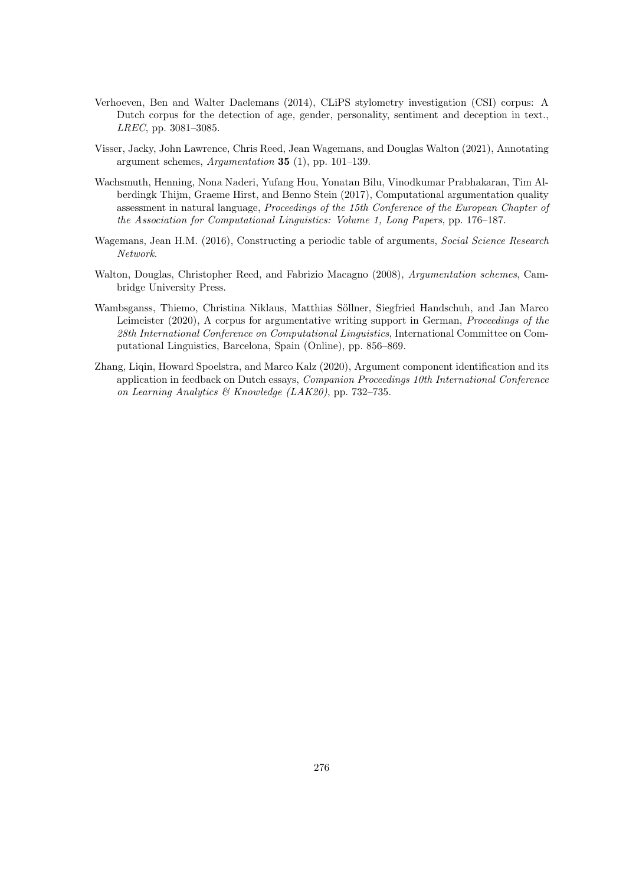Verhoeven, Ben and Walter Daelemans (2014), CLiPS stylometry investigation (CSI) corpus: A Dutch corpus for the detection of age, gender, personality, sentiment and deception in text., *LREC*, pp. 3081–3085.

Visser, Jacky, John Lawrence, Chris Reed, Jean Wagemans, and Douglas Walton (2021), Annotating argument schemes, *Argumentation* **35** (1), pp. 101–139.

Wachsmuth, Henning, Nona Naderi, Yufang Hou, Yonatan Bilu, Vinodkumar Prabhakaran, Tim Alberdingk Thijm, Graeme Hirst, and Benno Stein (2017), Computational argumentation quality assessment in natural language, *Proceedings of the 15th Conference of the European Chapter of the Association for Computational Linguistics: Volume 1, Long Papers*, pp. 176–187.

Wagemans, Jean H.M. (2016), Constructing a periodic table of arguments, *Social Science Research Network*.

Walton, Douglas, Christopher Reed, and Fabrizio Macagno (2008), *Argumentation schemes*, Cambridge University Press.

Wambsganss, Thiemo, Christina Niklaus, Matthias Söllner, Siegfried Handschuh, and Jan Marco Leimeister (2020), A corpus for argumentative writing support in German, *Proceedings of the 28th International Conference on Computational Linguistics*, International Committee on Computational Linguistics, Barcelona, Spain (Online), pp. 856–869.

Zhang, Liqin, Howard Spoelstra, and Marco Kalz (2020), Argument component identification and its application in feedback on Dutch essays, *Companion Proceedings 10th International Conference on Learning Analytics & Knowledge (LAK20)*, pp. 732–735.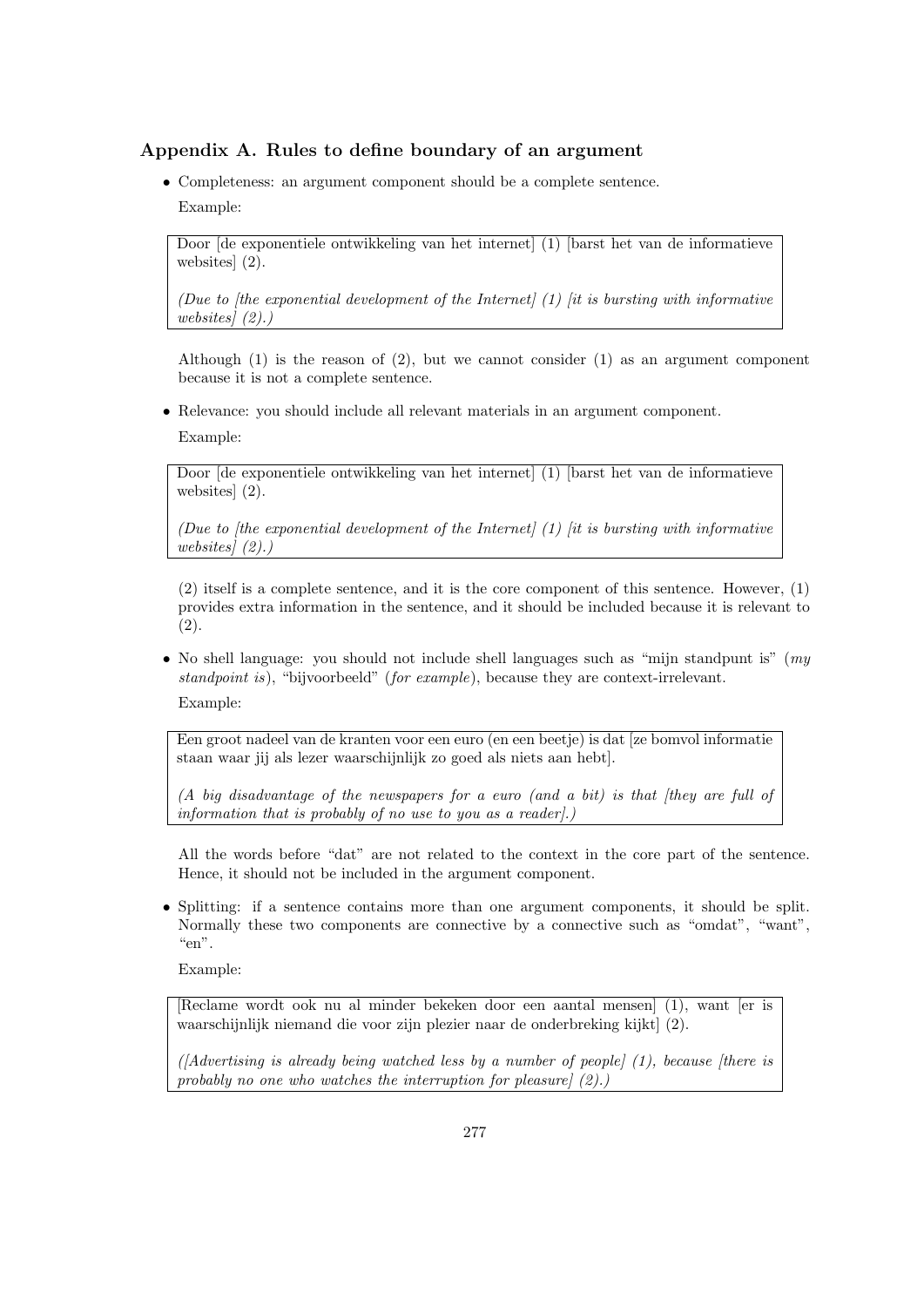## Appendix A. Rules to define boundary of an argument

- Completeness: an argument component should be a complete sentence.

  Example:

  > Door [de exponentiele ontwikkeling van het internet] (1) [barst het van de informatieve websites] (2).
  >
  > *(Due to [the exponential development of the Internet] (1) [it is bursting with informative websites] (2).)*

  Although (1) is the reason of (2), but we cannot consider (1) as an argument component because it is not a complete sentence.

- Relevance: you should include all relevant materials in an argument component.

  Example:

  > Door [de exponentiele ontwikkeling van het internet] (1) [barst het van de informatieve websites] (2).
  >
  > *(Due to [the exponential development of the Internet] (1) [it is bursting with informative websites] (2).)*

  (2) itself is a complete sentence, and it is the core component of this sentence. However, (1) provides extra information in the sentence, and it should be included because it is relevant to (2).

- No shell language: you should not include shell languages such as "mijn standpunt is" (*my standpoint is*), "bijvoorbeeld" (*for example*), because they are context-irrelevant.

  Example:

  > Een groot nadeel van de kranten voor een euro (en een beetje) is dat [ze bomvol informatie staan waar jij als lezer waarschijnlijk zo goed als niets aan hebt].
  >
  > *(A big disadvantage of the newspapers for a euro (and a bit) is that [they are full of information that is probably of no use to you as a reader].)*

  All the words before "dat" are not related to the context in the core part of the sentence. Hence, it should not be included in the argument component.

- Splitting: if a sentence contains more than one argument components, it should be split. Normally these two components are connective by a connective such as "omdat", "want", "en".

  Example:

  > [Reclame wordt ook nu al minder bekeken door een aantal mensen] (1), want [er is waarschijnlijk niemand die voor zijn plezier naar de onderbreking kijkt] (2).
  >
  > *([Advertising is already being watched less by a number of people] (1), because [there is probably no one who watches the interruption for pleasure] (2).)*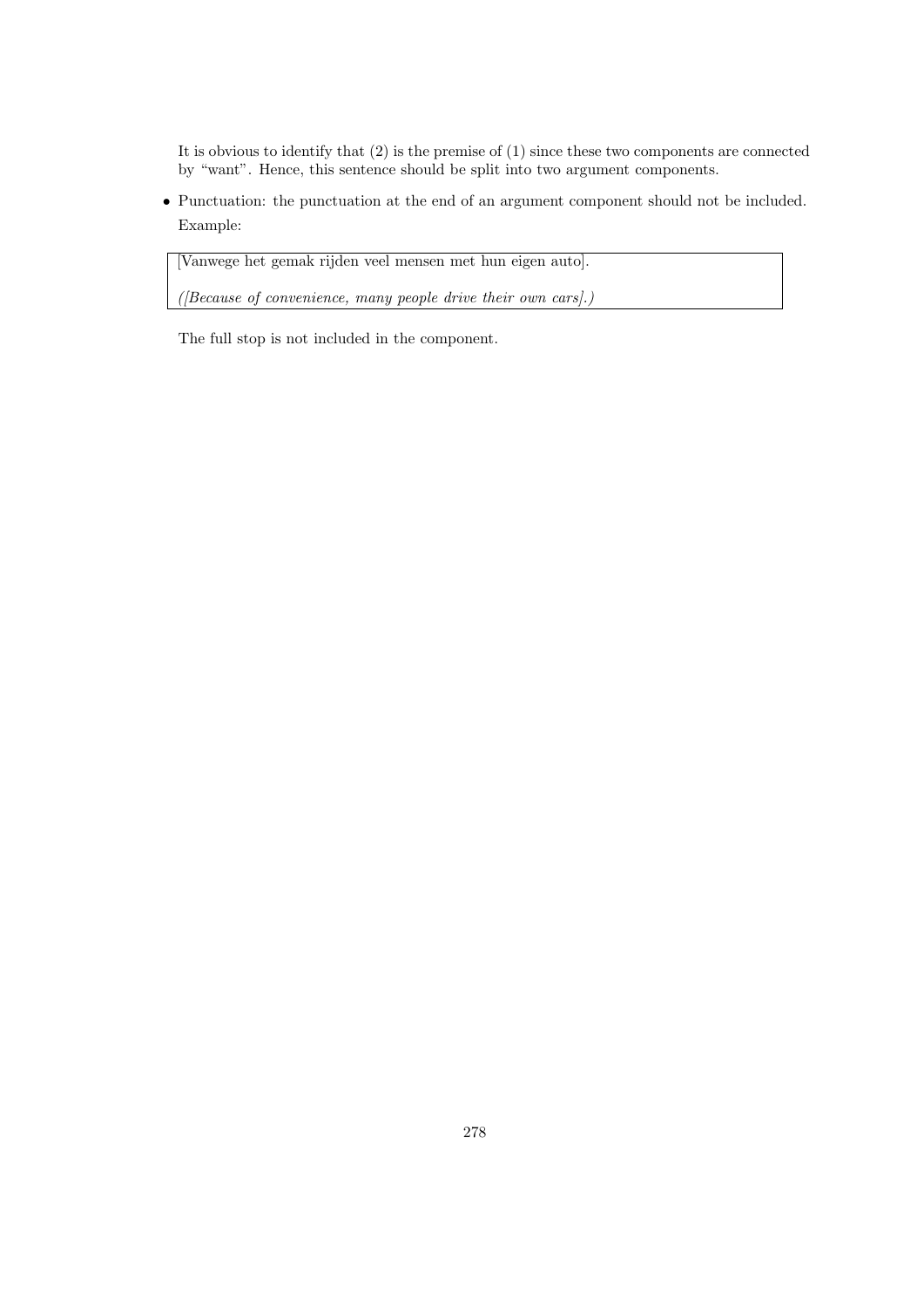It is obvious to identify that (2) is the premise of (1) since these two components are connected by "want". Hence, this sentence should be split into two argument components.

- Punctuation: the punctuation at the end of an argument component should not be included. Example:

> [Vanwege het gemak rijden veel mensen met hun eigen auto].
>
> *([Because of convenience, many people drive their own cars].)*

The full stop is not included in the component.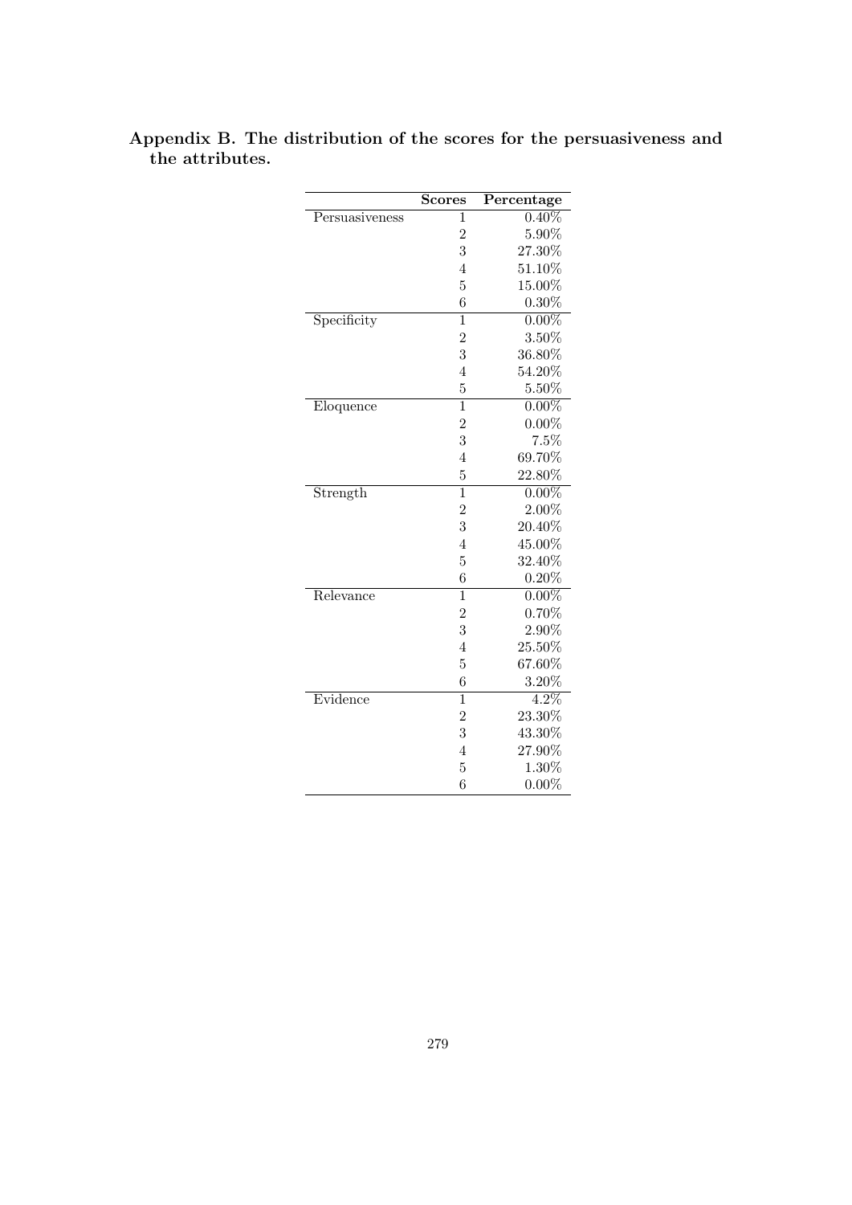## Appendix B. The distribution of the scores for the persuasiveness and the attributes.

| | Scores | Percentage |
|---|---|---|
| Persuasiveness | 1 | 0.40% |
| | 2 | 5.90% |
| | 3 | 27.30% |
| | 4 | 51.10% |
| | 5 | 15.00% |
| | 6 | 0.30% |
| Specificity | 1 | 0.00% |
| | 2 | 3.50% |
| | 3 | 36.80% |
| | 4 | 54.20% |
| | 5 | 5.50% |
| Eloquence | 1 | 0.00% |
| | 2 | 0.00% |
| | 3 | 7.5% |
| | 4 | 69.70% |
| | 5 | 22.80% |
| Strength | 1 | 0.00% |
| | 2 | 2.00% |
| | 3 | 20.40% |
| | 4 | 45.00% |
| | 5 | 32.40% |
| | 6 | 0.20% |
| Relevance | 1 | 0.00% |
| | 2 | 0.70% |
| | 3 | 2.90% |
| | 4 | 25.50% |
| | 5 | 67.60% |
| | 6 | 3.20% |
| Evidence | 1 | 4.2% |
| | 2 | 23.30% |
| | 3 | 43.30% |
| | 4 | 27.90% |
| | 5 | 1.30% |
| | 6 | 0.00% |